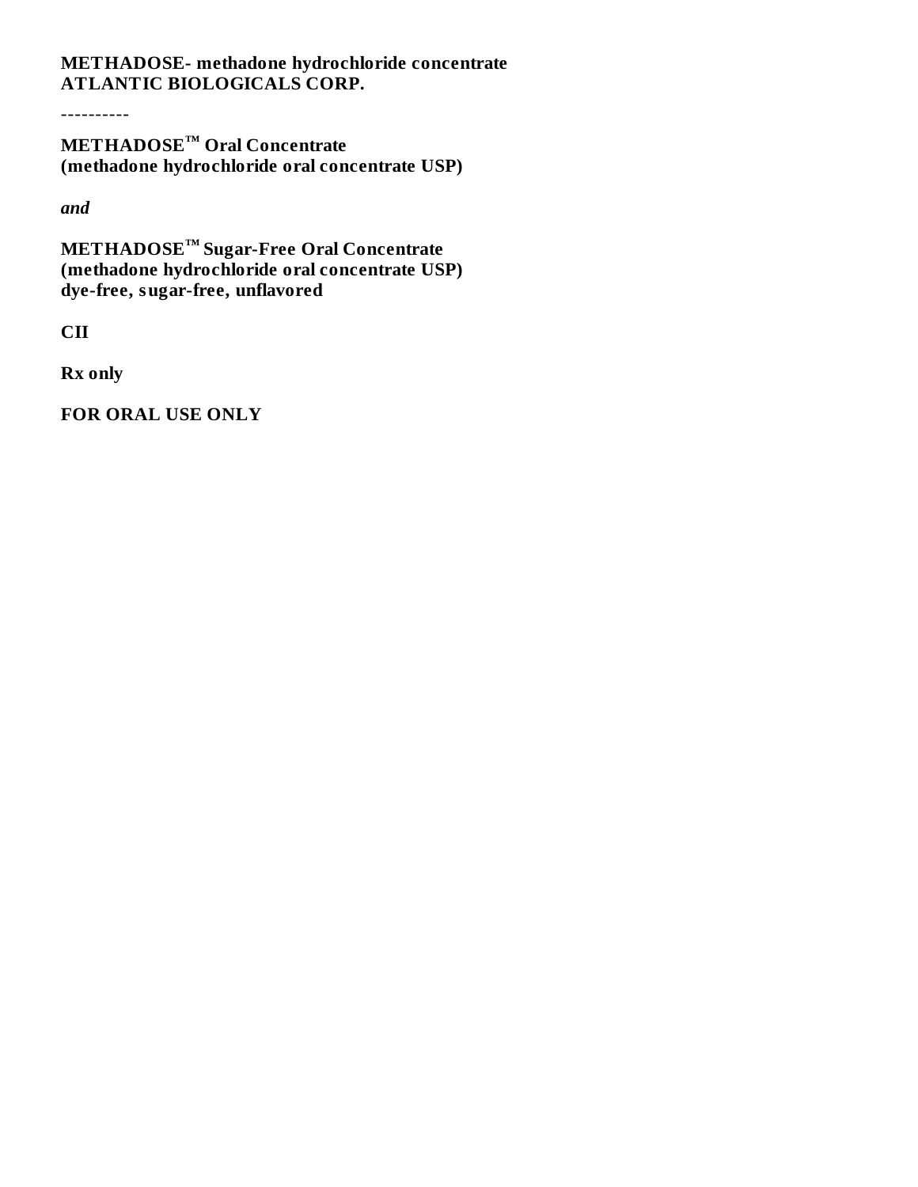**METHADOSE- methadone hydrochloride concentrate**
**ATLANTIC BIOLOGICALS CORP.**

----------

**METHADOSE™ Oral Concentrate**
**(methadone hydrochloride oral concentrate USP)**

***and***

**METHADOSE™ Sugar-Free Oral Concentrate**
**(methadone hydrochloride oral concentrate USP)**
**dye-free, sugar-free, unflavored**

**CII**

**Rx only**

**FOR ORAL USE ONLY**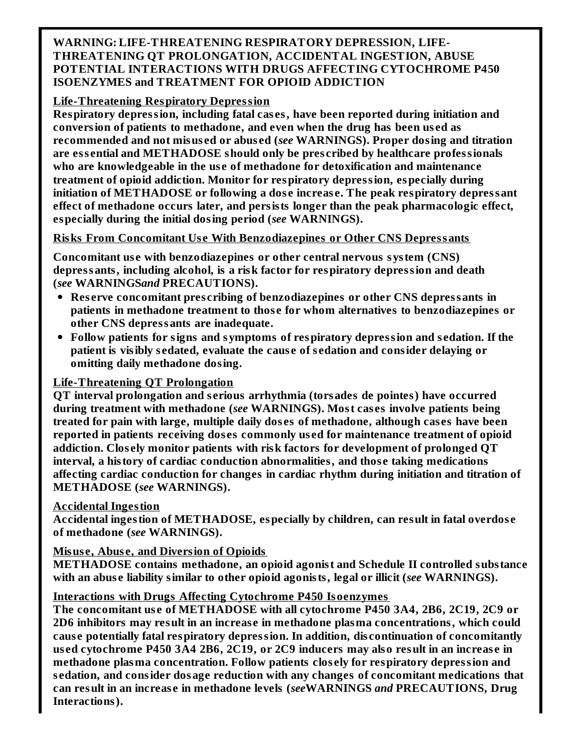**WARNING: LIFE-THREATENING RESPIRATORY DEPRESSION, LIFE-THREATENING QT PROLONGATION, ACCIDENTAL INGESTION, ABUSE POTENTIAL INTERACTIONS WITH DRUGS AFFECTING CYTOCHROME P450 ISOENZYMES and TREATMENT FOR OPIOID ADDICTION**

**Life-Threatening Respiratory Depression**

**Respiratory depression, including fatal cases, have been reported during initiation and conversion of patients to methadone, and even when the drug has been used as recommended and not misused or abused (*see* WARNINGS). Proper dosing and titration are essential and METHADOSE should only be prescribed by healthcare professionals who are knowledgeable in the use of methadone for detoxification and maintenance treatment of opioid addiction. Monitor for respiratory depression, especially during initiation of METHADOSE or following a dose increase. The peak respiratory depressant effect of methadone occurs later, and persists longer than the peak pharmacologic effect, especially during the initial dosing period (*see* WARNINGS).**

**Risks From Concomitant Use With Benzodiazepines or Other CNS Depressants**

**Concomitant use with benzodiazepines or other central nervous system (CNS) depressants, including alcohol, is a risk factor for respiratory depression and death (*see* WARNINGS*and* PRECAUTIONS).**

- **Reserve concomitant prescribing of benzodiazepines or other CNS depressants in patients in methadone treatment to those for whom alternatives to benzodiazepines or other CNS depressants are inadequate.**
- **Follow patients for signs and symptoms of respiratory depression and sedation. If the patient is visibly sedated, evaluate the cause of sedation and consider delaying or omitting daily methadone dosing.**

**Life-Threatening QT Prolongation**

**QT interval prolongation and serious arrhythmia (torsades de pointes) have occurred during treatment with methadone (*see* WARNINGS). Most cases involve patients being treated for pain with large, multiple daily doses of methadone, although cases have been reported in patients receiving doses commonly used for maintenance treatment of opioid addiction. Closely monitor patients with risk factors for development of prolonged QT interval, a history of cardiac conduction abnormalities, and those taking medications affecting cardiac conduction for changes in cardiac rhythm during initiation and titration of METHADOSE (*see* WARNINGS).**

**Accidental Ingestion**

**Accidental ingestion of METHADOSE, especially by children, can result in fatal overdose of methadone (*see* WARNINGS).**

**Misuse, Abuse, and Diversion of Opioids**

**METHADOSE contains methadone, an opioid agonist and Schedule II controlled substance with an abuse liability similar to other opioid agonists, legal or illicit (*see* WARNINGS).**

**Interactions with Drugs Affecting Cytochrome P450 Isoenzymes**

**The concomitant use of METHADOSE with all cytochrome P450 3A4, 2B6, 2C19, 2C9 or 2D6 inhibitors may result in an increase in methadone plasma concentrations, which could cause potentially fatal respiratory depression. In addition, discontinuation of concomitantly used cytochrome P450 3A4 2B6, 2C19, or 2C9 inducers may also result in an increase in methadone plasma concentration. Follow patients closely for respiratory depression and sedation, and consider dosage reduction with any changes of concomitant medications that can result in an increase in methadone levels (*see*WARNINGS *and* PRECAUTIONS, Drug Interactions).**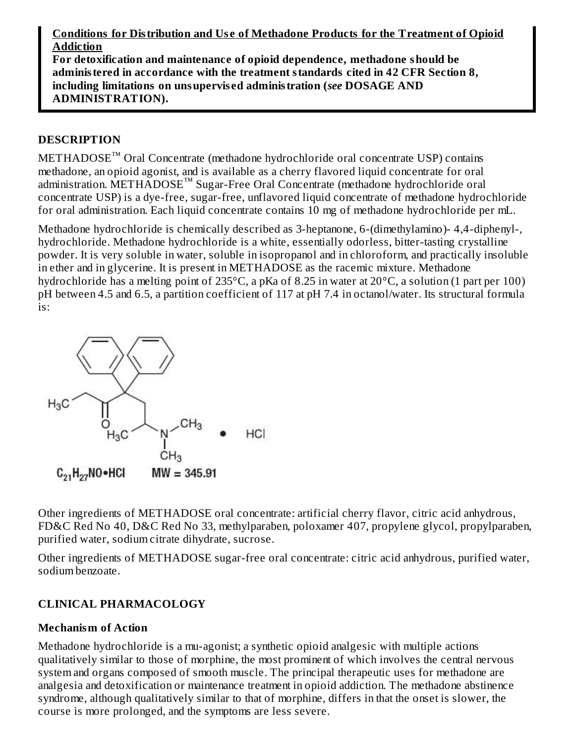**Conditions for Distribution and Use of Methadone Products for the Treatment of Opioid Addiction**
**For detoxification and maintenance of opioid dependence, methadone should be administered in accordance with the treatment standards cited in 42 CFR Section 8, including limitations on unsupervised administration (*see* DOSAGE AND ADMINISTRATION).**

## DESCRIPTION

METHADOSE™ Oral Concentrate (methadone hydrochloride oral concentrate USP) contains methadone, an opioid agonist, and is available as a cherry flavored liquid concentrate for oral administration. METHADOSE™ Sugar-Free Oral Concentrate (methadone hydrochloride oral concentrate USP) is a dye-free, sugar-free, unflavored liquid concentrate of methadone hydrochloride for oral administration. Each liquid concentrate contains 10 mg of methadone hydrochloride per mL.

Methadone hydrochloride is chemically described as 3-heptanone, 6-(dimethylamino)- 4,4-diphenyl-, hydrochloride. Methadone hydrochloride is a white, essentially odorless, bitter-tasting crystalline powder. It is very soluble in water, soluble in isopropanol and in chloroform, and practically insoluble in ether and in glycerine. It is present in METHADOSE as the racemic mixture. Methadone hydrochloride has a melting point of 235°C, a pKa of 8.25 in water at 20°C, a solution (1 part per 100) pH between 4.5 and 6.5, a partition coefficient of 117 at pH 7.4 in octanol/water. Its structural formula is:

$C_{21}H_{27}NO \bullet HCl$ MW = 345.91

Other ingredients of METHADOSE oral concentrate: artificial cherry flavor, citric acid anhydrous, FD&C Red No 40, D&C Red No 33, methylparaben, poloxamer 407, propylene glycol, propylparaben, purified water, sodium citrate dihydrate, sucrose.

Other ingredients of METHADOSE sugar-free oral concentrate: citric acid anhydrous, purified water, sodium benzoate.

## CLINICAL PHARMACOLOGY

### Mechanism of Action

Methadone hydrochloride is a mu-agonist; a synthetic opioid analgesic with multiple actions qualitatively similar to those of morphine, the most prominent of which involves the central nervous system and organs composed of smooth muscle. The principal therapeutic uses for methadone are analgesia and detoxification or maintenance treatment in opioid addiction. The methadone abstinence syndrome, although qualitatively similar to that of morphine, differs in that the onset is slower, the course is more prolonged, and the symptoms are less severe.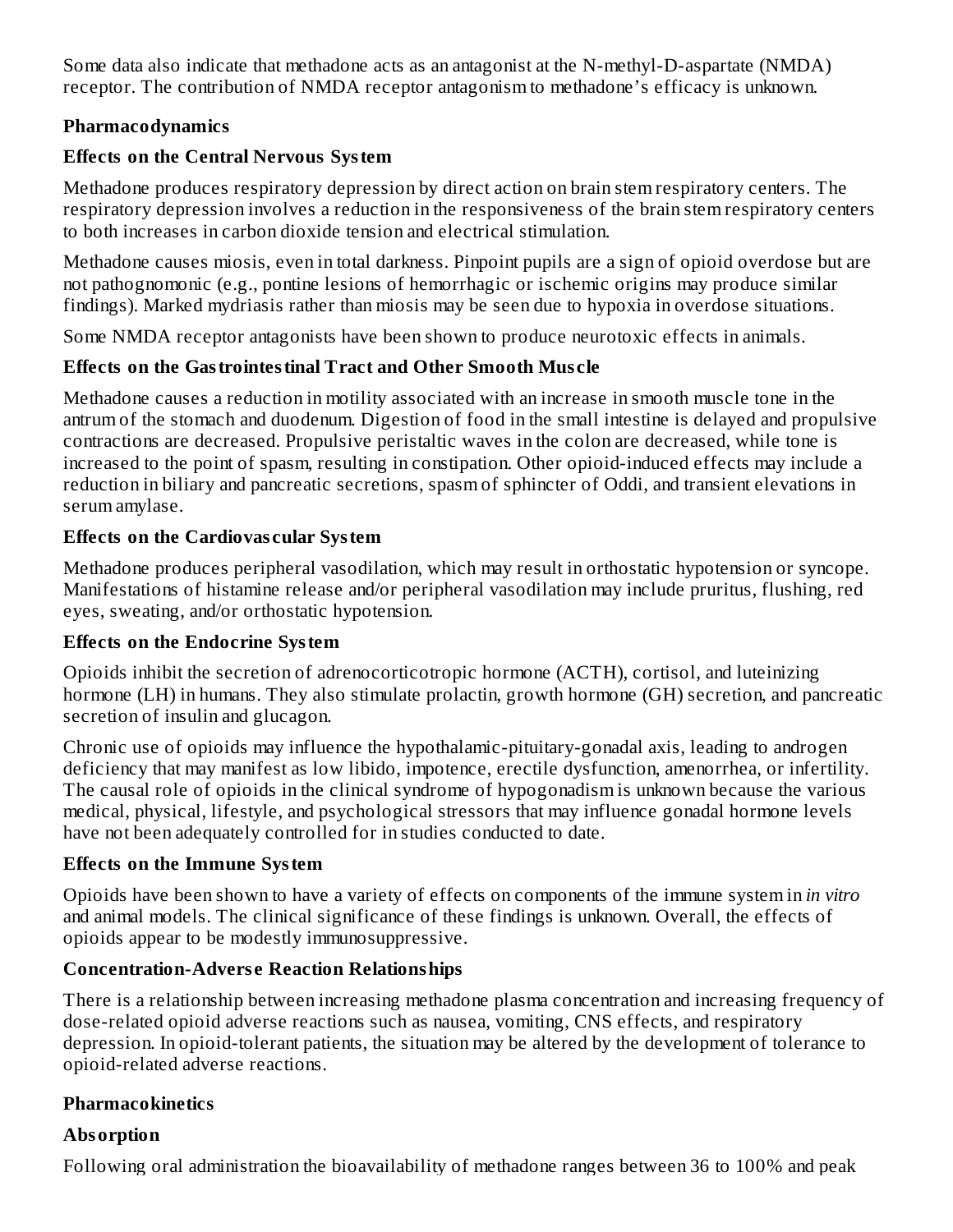Some data also indicate that methadone acts as an antagonist at the N-methyl-D-aspartate (NMDA) receptor. The contribution of NMDA receptor antagonism to methadone's efficacy is unknown.

**Pharmacodynamics**

**Effects on the Central Nervous System**

Methadone produces respiratory depression by direct action on brain stem respiratory centers. The respiratory depression involves a reduction in the responsiveness of the brain stem respiratory centers to both increases in carbon dioxide tension and electrical stimulation.

Methadone causes miosis, even in total darkness. Pinpoint pupils are a sign of opioid overdose but are not pathognomonic (e.g., pontine lesions of hemorrhagic or ischemic origins may produce similar findings). Marked mydriasis rather than miosis may be seen due to hypoxia in overdose situations.

Some NMDA receptor antagonists have been shown to produce neurotoxic effects in animals.

**Effects on the Gastrointestinal Tract and Other Smooth Muscle**

Methadone causes a reduction in motility associated with an increase in smooth muscle tone in the antrum of the stomach and duodenum. Digestion of food in the small intestine is delayed and propulsive contractions are decreased. Propulsive peristaltic waves in the colon are decreased, while tone is increased to the point of spasm, resulting in constipation. Other opioid-induced effects may include a reduction in biliary and pancreatic secretions, spasm of sphincter of Oddi, and transient elevations in serum amylase.

**Effects on the Cardiovascular System**

Methadone produces peripheral vasodilation, which may result in orthostatic hypotension or syncope. Manifestations of histamine release and/or peripheral vasodilation may include pruritus, flushing, red eyes, sweating, and/or orthostatic hypotension.

**Effects on the Endocrine System**

Opioids inhibit the secretion of adrenocorticotropic hormone (ACTH), cortisol, and luteinizing hormone (LH) in humans. They also stimulate prolactin, growth hormone (GH) secretion, and pancreatic secretion of insulin and glucagon.

Chronic use of opioids may influence the hypothalamic-pituitary-gonadal axis, leading to androgen deficiency that may manifest as low libido, impotence, erectile dysfunction, amenorrhea, or infertility. The causal role of opioids in the clinical syndrome of hypogonadism is unknown because the various medical, physical, lifestyle, and psychological stressors that may influence gonadal hormone levels have not been adequately controlled for in studies conducted to date.

**Effects on the Immune System**

Opioids have been shown to have a variety of effects on components of the immune system in *in vitro* and animal models. The clinical significance of these findings is unknown. Overall, the effects of opioids appear to be modestly immunosuppressive.

**Concentration-Adverse Reaction Relationships**

There is a relationship between increasing methadone plasma concentration and increasing frequency of dose-related opioid adverse reactions such as nausea, vomiting, CNS effects, and respiratory depression. In opioid-tolerant patients, the situation may be altered by the development of tolerance to opioid-related adverse reactions.

**Pharmacokinetics**

**Absorption**

Following oral administration the bioavailability of methadone ranges between 36 to 100% and peak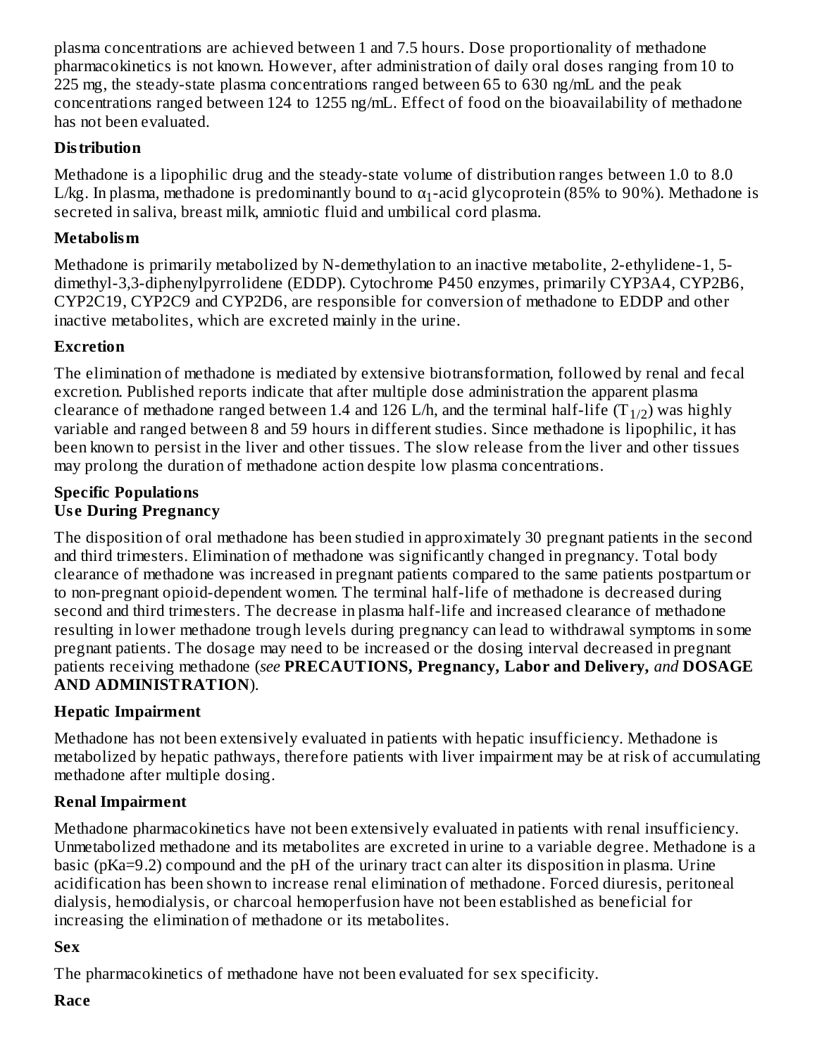plasma concentrations are achieved between 1 and 7.5 hours. Dose proportionality of methadone pharmacokinetics is not known. However, after administration of daily oral doses ranging from 10 to 225 mg, the steady-state plasma concentrations ranged between 65 to 630 ng/mL and the peak concentrations ranged between 124 to 1255 ng/mL. Effect of food on the bioavailability of methadone has not been evaluated.

**Distribution**

Methadone is a lipophilic drug and the steady-state volume of distribution ranges between 1.0 to 8.0 L/kg. In plasma, methadone is predominantly bound to $\alpha_1$-acid glycoprotein (85% to 90%). Methadone is secreted in saliva, breast milk, amniotic fluid and umbilical cord plasma.

**Metabolism**

Methadone is primarily metabolized by N-demethylation to an inactive metabolite, 2-ethylidene-1, 5-dimethyl-3,3-diphenylpyrrolidene (EDDP). Cytochrome P450 enzymes, primarily CYP3A4, CYP2B6, CYP2C19, CYP2C9 and CYP2D6, are responsible for conversion of methadone to EDDP and other inactive metabolites, which are excreted mainly in the urine.

**Excretion**

The elimination of methadone is mediated by extensive biotransformation, followed by renal and fecal excretion. Published reports indicate that after multiple dose administration the apparent plasma clearance of methadone ranged between 1.4 and 126 L/h, and the terminal half-life ($T_{1/2}$) was highly variable and ranged between 8 and 59 hours in different studies. Since methadone is lipophilic, it has been known to persist in the liver and other tissues. The slow release from the liver and other tissues may prolong the duration of methadone action despite low plasma concentrations.

**Specific Populations**

**Use During Pregnancy**

The disposition of oral methadone has been studied in approximately 30 pregnant patients in the second and third trimesters. Elimination of methadone was significantly changed in pregnancy. Total body clearance of methadone was increased in pregnant patients compared to the same patients postpartum or to non-pregnant opioid-dependent women. The terminal half-life of methadone is decreased during second and third trimesters. The decrease in plasma half-life and increased clearance of methadone resulting in lower methadone trough levels during pregnancy can lead to withdrawal symptoms in some pregnant patients. The dosage may need to be increased or the dosing interval decreased in pregnant patients receiving methadone (*see* **PRECAUTIONS, Pregnancy, Labor and Delivery,** *and* **DOSAGE AND ADMINISTRATION**).

**Hepatic Impairment**

Methadone has not been extensively evaluated in patients with hepatic insufficiency. Methadone is metabolized by hepatic pathways, therefore patients with liver impairment may be at risk of accumulating methadone after multiple dosing.

**Renal Impairment**

Methadone pharmacokinetics have not been extensively evaluated in patients with renal insufficiency. Unmetabolized methadone and its metabolites are excreted in urine to a variable degree. Methadone is a basic (pKa=9.2) compound and the pH of the urinary tract can alter its disposition in plasma. Urine acidification has been shown to increase renal elimination of methadone. Forced diuresis, peritoneal dialysis, hemodialysis, or charcoal hemoperfusion have not been established as beneficial for increasing the elimination of methadone or its metabolites.

**Sex**

The pharmacokinetics of methadone have not been evaluated for sex specificity.

**Race**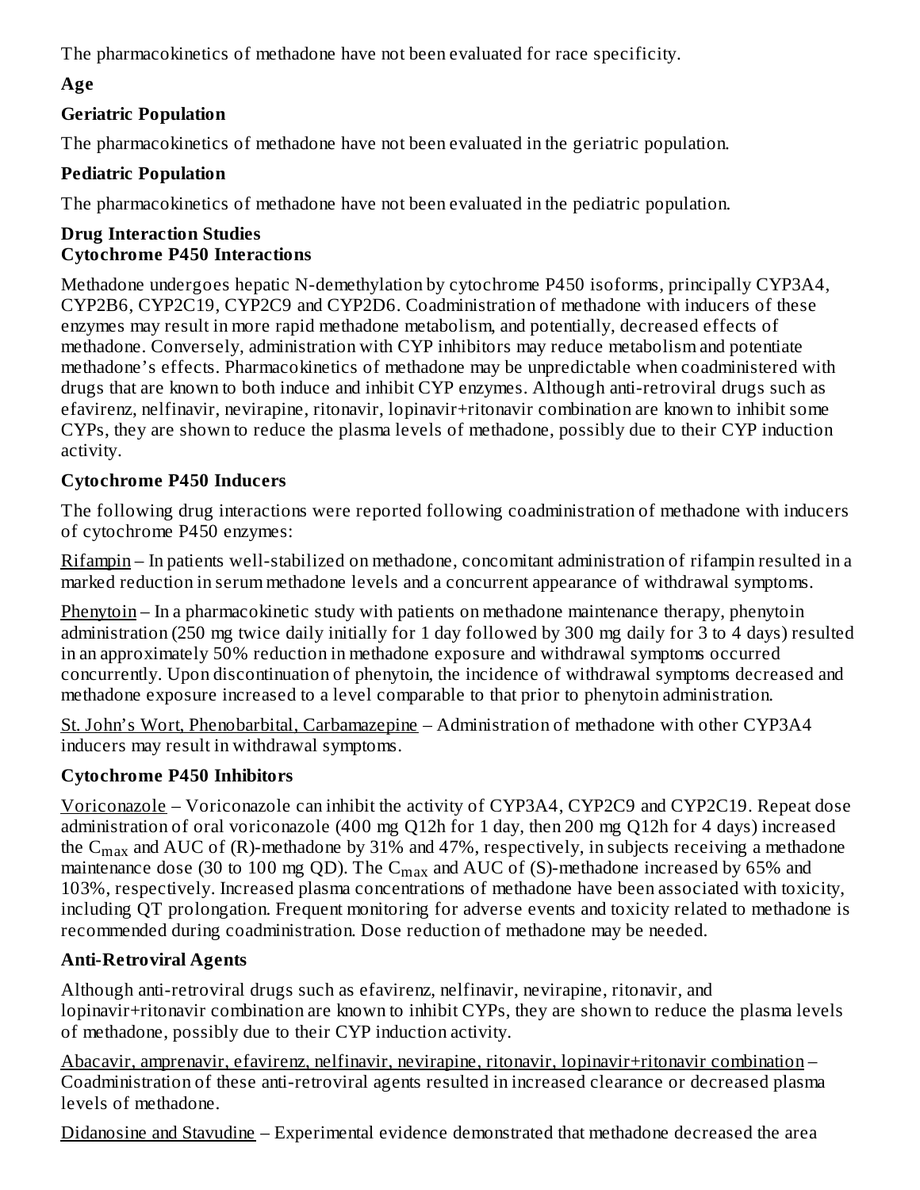The pharmacokinetics of methadone have not been evaluated for race specificity.

**Age**

**Geriatric Population**

The pharmacokinetics of methadone have not been evaluated in the geriatric population.

**Pediatric Population**

The pharmacokinetics of methadone have not been evaluated in the pediatric population.

**Drug Interaction Studies**
**Cytochrome P450 Interactions**

Methadone undergoes hepatic N-demethylation by cytochrome P450 isoforms, principally CYP3A4, CYP2B6, CYP2C19, CYP2C9 and CYP2D6. Coadministration of methadone with inducers of these enzymes may result in more rapid methadone metabolism, and potentially, decreased effects of methadone. Conversely, administration with CYP inhibitors may reduce metabolism and potentiate methadone's effects. Pharmacokinetics of methadone may be unpredictable when coadministered with drugs that are known to both induce and inhibit CYP enzymes. Although anti-retroviral drugs such as efavirenz, nelfinavir, nevirapine, ritonavir, lopinavir+ritonavir combination are known to inhibit some CYPs, they are shown to reduce the plasma levels of methadone, possibly due to their CYP induction activity.

**Cytochrome P450 Inducers**

The following drug interactions were reported following coadministration of methadone with inducers of cytochrome P450 enzymes:

Rifampin – In patients well-stabilized on methadone, concomitant administration of rifampin resulted in a marked reduction in serum methadone levels and a concurrent appearance of withdrawal symptoms.

Phenytoin – In a pharmacokinetic study with patients on methadone maintenance therapy, phenytoin administration (250 mg twice daily initially for 1 day followed by 300 mg daily for 3 to 4 days) resulted in an approximately 50% reduction in methadone exposure and withdrawal symptoms occurred concurrently. Upon discontinuation of phenytoin, the incidence of withdrawal symptoms decreased and methadone exposure increased to a level comparable to that prior to phenytoin administration.

St. John's Wort, Phenobarbital, Carbamazepine – Administration of methadone with other CYP3A4 inducers may result in withdrawal symptoms.

**Cytochrome P450 Inhibitors**

Voriconazole – Voriconazole can inhibit the activity of CYP3A4, CYP2C9 and CYP2C19. Repeat dose administration of oral voriconazole (400 mg Q12h for 1 day, then 200 mg Q12h for 4 days) increased the $C_{max}$ and AUC of (R)-methadone by 31% and 47%, respectively, in subjects receiving a methadone maintenance dose (30 to 100 mg QD). The $C_{max}$ and AUC of (S)-methadone increased by 65% and 103%, respectively. Increased plasma concentrations of methadone have been associated with toxicity, including QT prolongation. Frequent monitoring for adverse events and toxicity related to methadone is recommended during coadministration. Dose reduction of methadone may be needed.

**Anti-Retroviral Agents**

Although anti-retroviral drugs such as efavirenz, nelfinavir, nevirapine, ritonavir, and lopinavir+ritonavir combination are known to inhibit CYPs, they are shown to reduce the plasma levels of methadone, possibly due to their CYP induction activity.

Abacavir, amprenavir, efavirenz, nelfinavir, nevirapine, ritonavir, lopinavir+ritonavir combination – Coadministration of these anti-retroviral agents resulted in increased clearance or decreased plasma levels of methadone.

Didanosine and Stavudine – Experimental evidence demonstrated that methadone decreased the area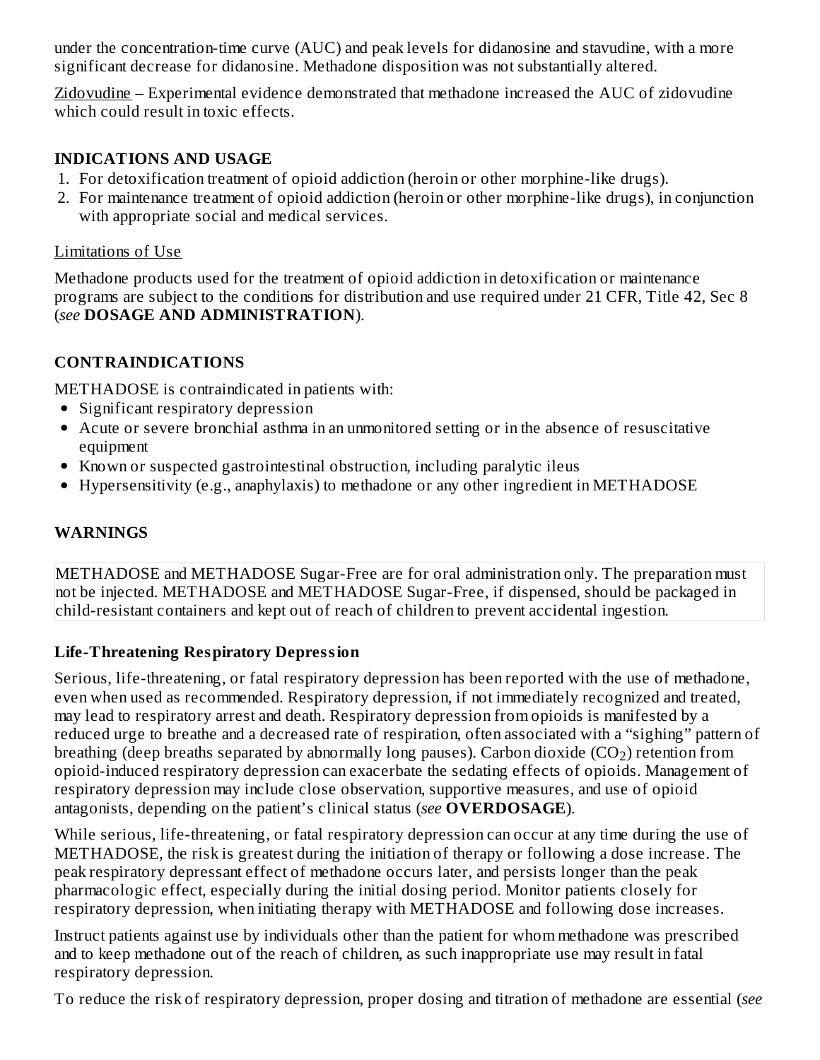under the concentration-time curve (AUC) and peak levels for didanosine and stavudine, with a more significant decrease for didanosine. Methadone disposition was not substantially altered.

Zidovudine – Experimental evidence demonstrated that methadone increased the AUC of zidovudine which could result in toxic effects.

## INDICATIONS AND USAGE

1. For detoxification treatment of opioid addiction (heroin or other morphine-like drugs).
2. For maintenance treatment of opioid addiction (heroin or other morphine-like drugs), in conjunction with appropriate social and medical services.

Limitations of Use

Methadone products used for the treatment of opioid addiction in detoxification or maintenance programs are subject to the conditions for distribution and use required under 21 CFR, Title 42, Sec 8 (*see* **DOSAGE AND ADMINISTRATION**).

## CONTRAINDICATIONS

METHADOSE is contraindicated in patients with:

- Significant respiratory depression
- Acute or severe bronchial asthma in an unmonitored setting or in the absence of resuscitative equipment
- Known or suspected gastrointestinal obstruction, including paralytic ileus
- Hypersensitivity (e.g., anaphylaxis) to methadone or any other ingredient in METHADOSE

## WARNINGS

METHADOSE and METHADOSE Sugar-Free are for oral administration only. The preparation must not be injected. METHADOSE and METHADOSE Sugar-Free, if dispensed, should be packaged in child-resistant containers and kept out of reach of children to prevent accidental ingestion.

### Life-Threatening Respiratory Depression

Serious, life-threatening, or fatal respiratory depression has been reported with the use of methadone, even when used as recommended. Respiratory depression, if not immediately recognized and treated, may lead to respiratory arrest and death. Respiratory depression from opioids is manifested by a reduced urge to breathe and a decreased rate of respiration, often associated with a “sighing” pattern of breathing (deep breaths separated by abnormally long pauses). Carbon dioxide ($CO_2$) retention from opioid-induced respiratory depression can exacerbate the sedating effects of opioids. Management of respiratory depression may include close observation, supportive measures, and use of opioid antagonists, depending on the patient’s clinical status (*see* **OVERDOSAGE**).

While serious, life-threatening, or fatal respiratory depression can occur at any time during the use of METHADOSE, the risk is greatest during the initiation of therapy or following a dose increase. The peak respiratory depressant effect of methadone occurs later, and persists longer than the peak pharmacologic effect, especially during the initial dosing period. Monitor patients closely for respiratory depression, when initiating therapy with METHADOSE and following dose increases.

Instruct patients against use by individuals other than the patient for whom methadone was prescribed and to keep methadone out of the reach of children, as such inappropriate use may result in fatal respiratory depression.

To reduce the risk of respiratory depression, proper dosing and titration of methadone are essential (*see*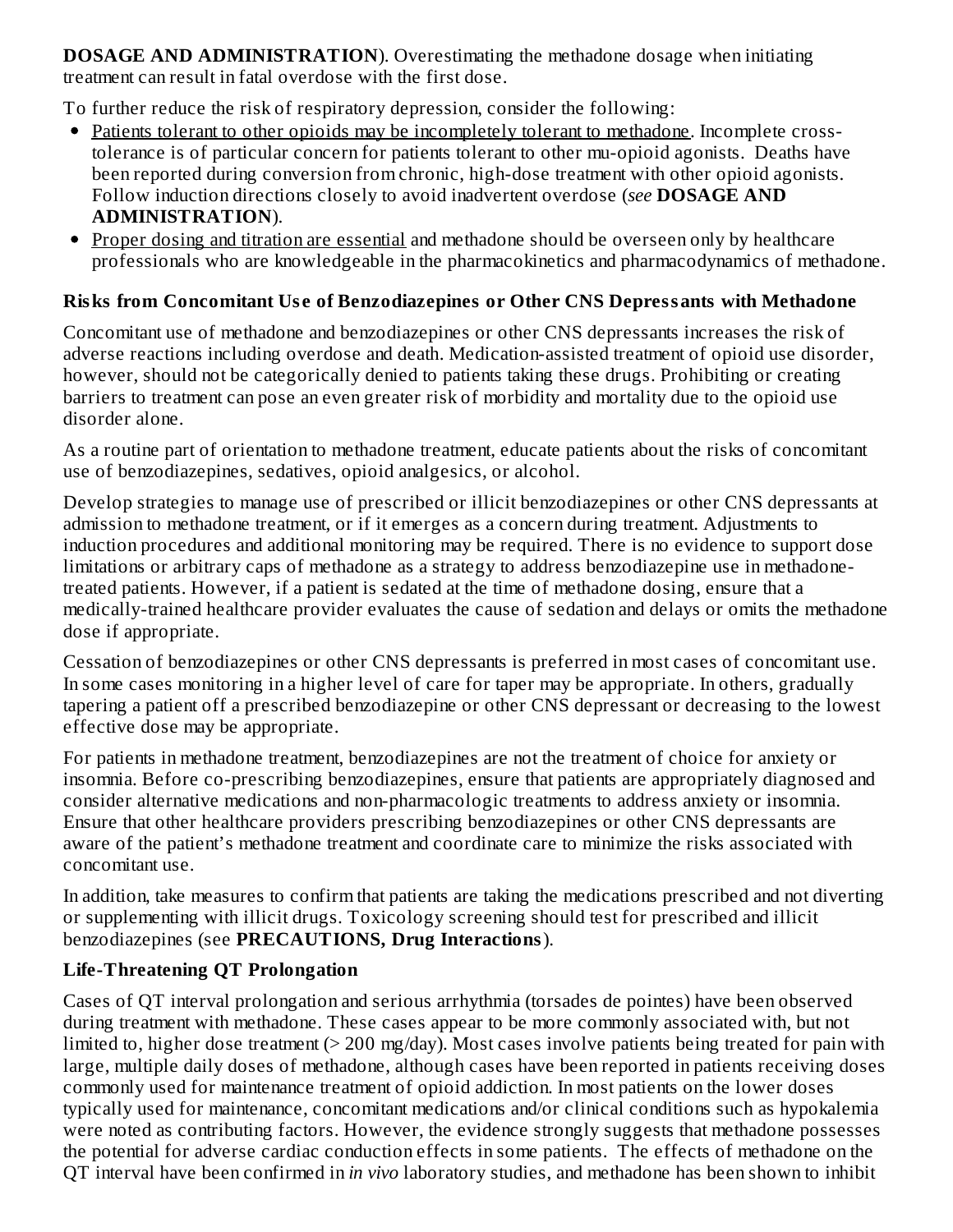**DOSAGE AND ADMINISTRATION**). Overestimating the methadone dosage when initiating treatment can result in fatal overdose with the first dose.

To further reduce the risk of respiratory depression, consider the following:

- Patients tolerant to other opioids may be incompletely tolerant to methadone. Incomplete cross-tolerance is of particular concern for patients tolerant to other mu-opioid agonists. Deaths have been reported during conversion from chronic, high-dose treatment with other opioid agonists. Follow induction directions closely to avoid inadvertent overdose (*see* **DOSAGE AND ADMINISTRATION**).
- Proper dosing and titration are essential and methadone should be overseen only by healthcare professionals who are knowledgeable in the pharmacokinetics and pharmacodynamics of methadone.

**Risks from Concomitant Use of Benzodiazepines or Other CNS Depressants with Methadone**

Concomitant use of methadone and benzodiazepines or other CNS depressants increases the risk of adverse reactions including overdose and death. Medication-assisted treatment of opioid use disorder, however, should not be categorically denied to patients taking these drugs. Prohibiting or creating barriers to treatment can pose an even greater risk of morbidity and mortality due to the opioid use disorder alone.

As a routine part of orientation to methadone treatment, educate patients about the risks of concomitant use of benzodiazepines, sedatives, opioid analgesics, or alcohol.

Develop strategies to manage use of prescribed or illicit benzodiazepines or other CNS depressants at admission to methadone treatment, or if it emerges as a concern during treatment. Adjustments to induction procedures and additional monitoring may be required. There is no evidence to support dose limitations or arbitrary caps of methadone as a strategy to address benzodiazepine use in methadone-treated patients. However, if a patient is sedated at the time of methadone dosing, ensure that a medically-trained healthcare provider evaluates the cause of sedation and delays or omits the methadone dose if appropriate.

Cessation of benzodiazepines or other CNS depressants is preferred in most cases of concomitant use. In some cases monitoring in a higher level of care for taper may be appropriate. In others, gradually tapering a patient off a prescribed benzodiazepine or other CNS depressant or decreasing to the lowest effective dose may be appropriate.

For patients in methadone treatment, benzodiazepines are not the treatment of choice for anxiety or insomnia. Before co-prescribing benzodiazepines, ensure that patients are appropriately diagnosed and consider alternative medications and non-pharmacologic treatments to address anxiety or insomnia. Ensure that other healthcare providers prescribing benzodiazepines or other CNS depressants are aware of the patient's methadone treatment and coordinate care to minimize the risks associated with concomitant use.

In addition, take measures to confirm that patients are taking the medications prescribed and not diverting or supplementing with illicit drugs. Toxicology screening should test for prescribed and illicit benzodiazepines (see **PRECAUTIONS, Drug Interactions**).

**Life-Threatening QT Prolongation**

Cases of QT interval prolongation and serious arrhythmia (torsades de pointes) have been observed during treatment with methadone. These cases appear to be more commonly associated with, but not limited to, higher dose treatment (> 200 mg/day). Most cases involve patients being treated for pain with large, multiple daily doses of methadone, although cases have been reported in patients receiving doses commonly used for maintenance treatment of opioid addiction. In most patients on the lower doses typically used for maintenance, concomitant medications and/or clinical conditions such as hypokalemia were noted as contributing factors. However, the evidence strongly suggests that methadone possesses the potential for adverse cardiac conduction effects in some patients. The effects of methadone on the QT interval have been confirmed in *in vivo* laboratory studies, and methadone has been shown to inhibit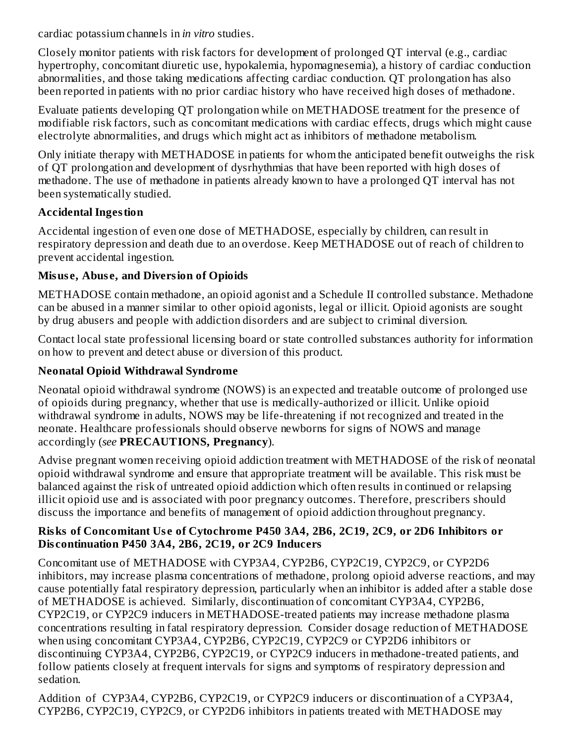cardiac potassium channels in *in vitro* studies.

Closely monitor patients with risk factors for development of prolonged QT interval (e.g., cardiac hypertrophy, concomitant diuretic use, hypokalemia, hypomagnesemia), a history of cardiac conduction abnormalities, and those taking medications affecting cardiac conduction. QT prolongation has also been reported in patients with no prior cardiac history who have received high doses of methadone.

Evaluate patients developing QT prolongation while on METHADOSE treatment for the presence of modifiable risk factors, such as concomitant medications with cardiac effects, drugs which might cause electrolyte abnormalities, and drugs which might act as inhibitors of methadone metabolism.

Only initiate therapy with METHADOSE in patients for whom the anticipated benefit outweighs the risk of QT prolongation and development of dysrhythmias that have been reported with high doses of methadone. The use of methadone in patients already known to have a prolonged QT interval has not been systematically studied.

**Accidental Ingestion**

Accidental ingestion of even one dose of METHADOSE, especially by children, can result in respiratory depression and death due to an overdose. Keep METHADOSE out of reach of children to prevent accidental ingestion.

**Misuse, Abuse, and Diversion of Opioids**

METHADOSE contain methadone, an opioid agonist and a Schedule II controlled substance. Methadone can be abused in a manner similar to other opioid agonists, legal or illicit. Opioid agonists are sought by drug abusers and people with addiction disorders and are subject to criminal diversion.

Contact local state professional licensing board or state controlled substances authority for information on how to prevent and detect abuse or diversion of this product.

**Neonatal Opioid Withdrawal Syndrome**

Neonatal opioid withdrawal syndrome (NOWS) is an expected and treatable outcome of prolonged use of opioids during pregnancy, whether that use is medically-authorized or illicit. Unlike opioid withdrawal syndrome in adults, NOWS may be life-threatening if not recognized and treated in the neonate. Healthcare professionals should observe newborns for signs of NOWS and manage accordingly (*see* **PRECAUTIONS, Pregnancy**).

Advise pregnant women receiving opioid addiction treatment with METHADOSE of the risk of neonatal opioid withdrawal syndrome and ensure that appropriate treatment will be available. This risk must be balanced against the risk of untreated opioid addiction which often results in continued or relapsing illicit opioid use and is associated with poor pregnancy outcomes. Therefore, prescribers should discuss the importance and benefits of management of opioid addiction throughout pregnancy.

**Risks of Concomitant Use of Cytochrome P450 3A4, 2B6, 2C19, 2C9, or 2D6 Inhibitors or Discontinuation P450 3A4, 2B6, 2C19, or 2C9 Inducers**

Concomitant use of METHADOSE with CYP3A4, CYP2B6, CYP2C19, CYP2C9, or CYP2D6 inhibitors, may increase plasma concentrations of methadone, prolong opioid adverse reactions, and may cause potentially fatal respiratory depression, particularly when an inhibitor is added after a stable dose of METHADOSE is achieved. Similarly, discontinuation of concomitant CYP3A4, CYP2B6, CYP2C19, or CYP2C9 inducers in METHADOSE-treated patients may increase methadone plasma concentrations resulting in fatal respiratory depression. Consider dosage reduction of METHADOSE when using concomitant CYP3A4, CYP2B6, CYP2C19, CYP2C9 or CYP2D6 inhibitors or discontinuing CYP3A4, CYP2B6, CYP2C19, or CYP2C9 inducers in methadone-treated patients, and follow patients closely at frequent intervals for signs and symptoms of respiratory depression and sedation.

Addition of CYP3A4, CYP2B6, CYP2C19, or CYP2C9 inducers or discontinuation of a CYP3A4, CYP2B6, CYP2C19, CYP2C9, or CYP2D6 inhibitors in patients treated with METHADOSE may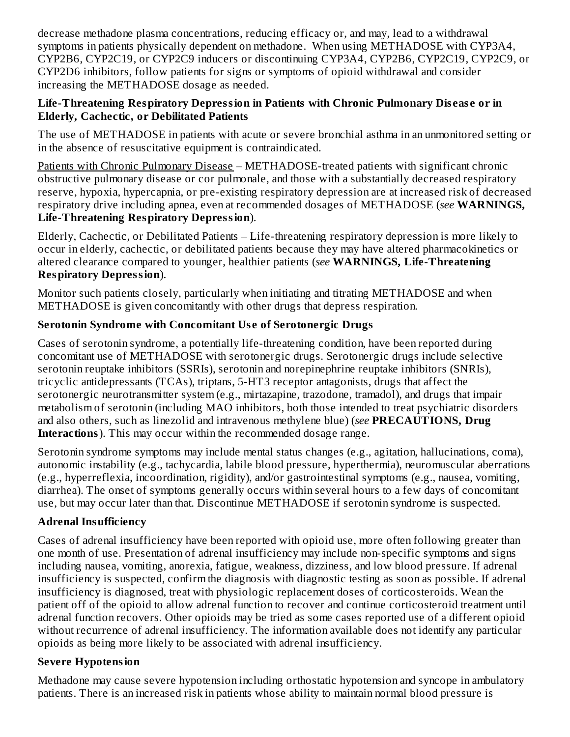decrease methadone plasma concentrations, reducing efficacy or, and may, lead to a withdrawal symptoms in patients physically dependent on methadone. When using METHADOSE with CYP3A4, CYP2B6, CYP2C19, or CYP2C9 inducers or discontinuing CYP3A4, CYP2B6, CYP2C19, CYP2C9, or CYP2D6 inhibitors, follow patients for signs or symptoms of opioid withdrawal and consider increasing the METHADOSE dosage as needed.

**Life-Threatening Respiratory Depression in Patients with Chronic Pulmonary Disease or in Elderly, Cachectic, or Debilitated Patients**

The use of METHADOSE in patients with acute or severe bronchial asthma in an unmonitored setting or in the absence of resuscitative equipment is contraindicated.

Patients with Chronic Pulmonary Disease – METHADOSE-treated patients with significant chronic obstructive pulmonary disease or cor pulmonale, and those with a substantially decreased respiratory reserve, hypoxia, hypercapnia, or pre-existing respiratory depression are at increased risk of decreased respiratory drive including apnea, even at recommended dosages of METHADOSE (*see* **WARNINGS, Life-Threatening Respiratory Depression**).

Elderly, Cachectic, or Debilitated Patients – Life-threatening respiratory depression is more likely to occur in elderly, cachectic, or debilitated patients because they may have altered pharmacokinetics or altered clearance compared to younger, healthier patients (*see* **WARNINGS, Life-Threatening Respiratory Depression**).

Monitor such patients closely, particularly when initiating and titrating METHADOSE and when METHADOSE is given concomitantly with other drugs that depress respiration.

**Serotonin Syndrome with Concomitant Use of Serotonergic Drugs**

Cases of serotonin syndrome, a potentially life-threatening condition, have been reported during concomitant use of METHADOSE with serotonergic drugs. Serotonergic drugs include selective serotonin reuptake inhibitors (SSRIs), serotonin and norepinephrine reuptake inhibitors (SNRIs), tricyclic antidepressants (TCAs), triptans, 5-HT3 receptor antagonists, drugs that affect the serotonergic neurotransmitter system (e.g., mirtazapine, trazodone, tramadol), and drugs that impair metabolism of serotonin (including MAO inhibitors, both those intended to treat psychiatric disorders and also others, such as linezolid and intravenous methylene blue) (*see* **PRECAUTIONS, Drug Interactions**). This may occur within the recommended dosage range.

Serotonin syndrome symptoms may include mental status changes (e.g., agitation, hallucinations, coma), autonomic instability (e.g., tachycardia, labile blood pressure, hyperthermia), neuromuscular aberrations (e.g., hyperreflexia, incoordination, rigidity), and/or gastrointestinal symptoms (e.g., nausea, vomiting, diarrhea). The onset of symptoms generally occurs within several hours to a few days of concomitant use, but may occur later than that. Discontinue METHADOSE if serotonin syndrome is suspected.

**Adrenal Insufficiency**

Cases of adrenal insufficiency have been reported with opioid use, more often following greater than one month of use. Presentation of adrenal insufficiency may include non-specific symptoms and signs including nausea, vomiting, anorexia, fatigue, weakness, dizziness, and low blood pressure. If adrenal insufficiency is suspected, confirm the diagnosis with diagnostic testing as soon as possible. If adrenal insufficiency is diagnosed, treat with physiologic replacement doses of corticosteroids. Wean the patient off of the opioid to allow adrenal function to recover and continue corticosteroid treatment until adrenal function recovers. Other opioids may be tried as some cases reported use of a different opioid without recurrence of adrenal insufficiency. The information available does not identify any particular opioids as being more likely to be associated with adrenal insufficiency.

**Severe Hypotension**

Methadone may cause severe hypotension including orthostatic hypotension and syncope in ambulatory patients. There is an increased risk in patients whose ability to maintain normal blood pressure is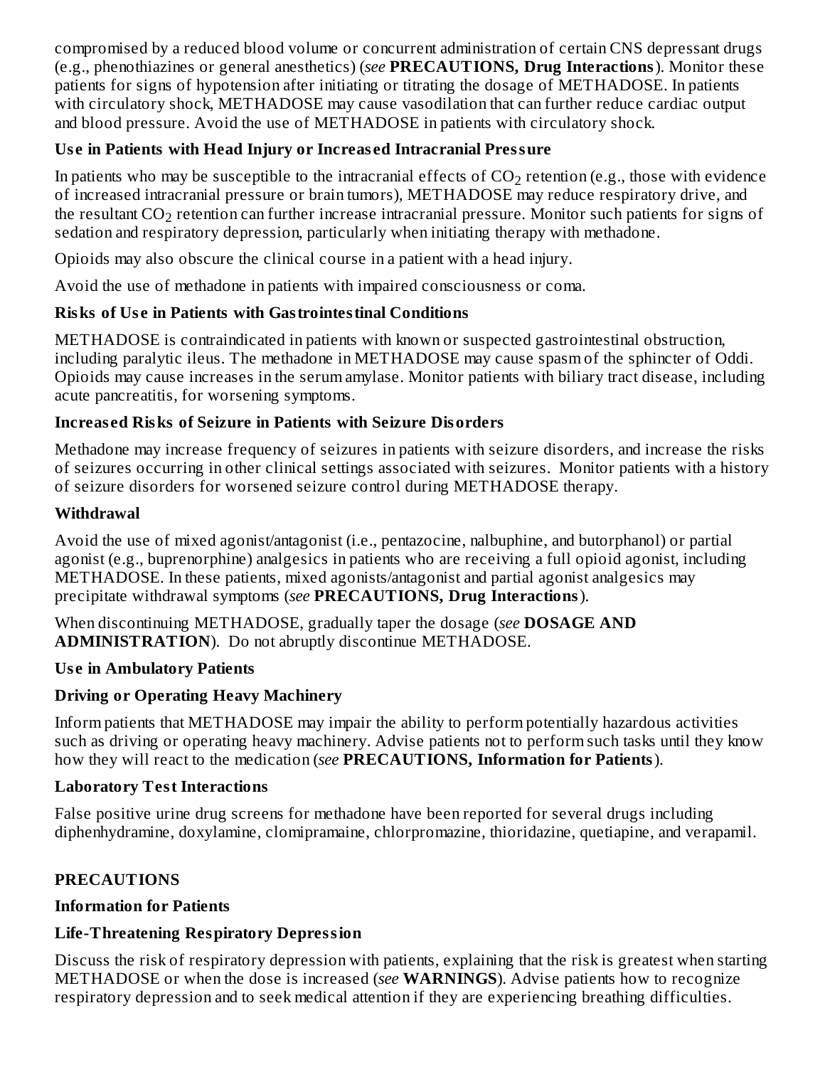compromised by a reduced blood volume or concurrent administration of certain CNS depressant drugs (e.g., phenothiazines or general anesthetics) (*see* **PRECAUTIONS, Drug Interactions**). Monitor these patients for signs of hypotension after initiating or titrating the dosage of METHADOSE. In patients with circulatory shock, METHADOSE may cause vasodilation that can further reduce cardiac output and blood pressure. Avoid the use of METHADOSE in patients with circulatory shock.

**Use in Patients with Head Injury or Increased Intracranial Pressure**

In patients who may be susceptible to the intracranial effects of $CO_2$ retention (e.g., those with evidence of increased intracranial pressure or brain tumors), METHADOSE may reduce respiratory drive, and the resultant $CO_2$ retention can further increase intracranial pressure. Monitor such patients for signs of sedation and respiratory depression, particularly when initiating therapy with methadone.

Opioids may also obscure the clinical course in a patient with a head injury.

Avoid the use of methadone in patients with impaired consciousness or coma.

**Risks of Use in Patients with Gastrointestinal Conditions**

METHADOSE is contraindicated in patients with known or suspected gastrointestinal obstruction, including paralytic ileus. The methadone in METHADOSE may cause spasm of the sphincter of Oddi. Opioids may cause increases in the serum amylase. Monitor patients with biliary tract disease, including acute pancreatitis, for worsening symptoms.

**Increased Risks of Seizure in Patients with Seizure Disorders**

Methadone may increase frequency of seizures in patients with seizure disorders, and increase the risks of seizures occurring in other clinical settings associated with seizures. Monitor patients with a history of seizure disorders for worsened seizure control during METHADOSE therapy.

**Withdrawal**

Avoid the use of mixed agonist/antagonist (i.e., pentazocine, nalbuphine, and butorphanol) or partial agonist (e.g., buprenorphine) analgesics in patients who are receiving a full opioid agonist, including METHADOSE. In these patients, mixed agonists/antagonist and partial agonist analgesics may precipitate withdrawal symptoms (*see* **PRECAUTIONS, Drug Interactions**).

When discontinuing METHADOSE, gradually taper the dosage (*see* **DOSAGE AND ADMINISTRATION**). Do not abruptly discontinue METHADOSE.

**Use in Ambulatory Patients**

**Driving or Operating Heavy Machinery**

Inform patients that METHADOSE may impair the ability to perform potentially hazardous activities such as driving or operating heavy machinery. Advise patients not to perform such tasks until they know how they will react to the medication (*see* **PRECAUTIONS, Information for Patients**).

**Laboratory Test Interactions**

False positive urine drug screens for methadone have been reported for several drugs including diphenhydramine, doxylamine, clomipramaine, chlorpromazine, thioridazine, quetiapine, and verapamil.

## PRECAUTIONS

**Information for Patients**

**Life-Threatening Respiratory Depression**

Discuss the risk of respiratory depression with patients, explaining that the risk is greatest when starting METHADOSE or when the dose is increased (*see* **WARNINGS**). Advise patients how to recognize respiratory depression and to seek medical attention if they are experiencing breathing difficulties.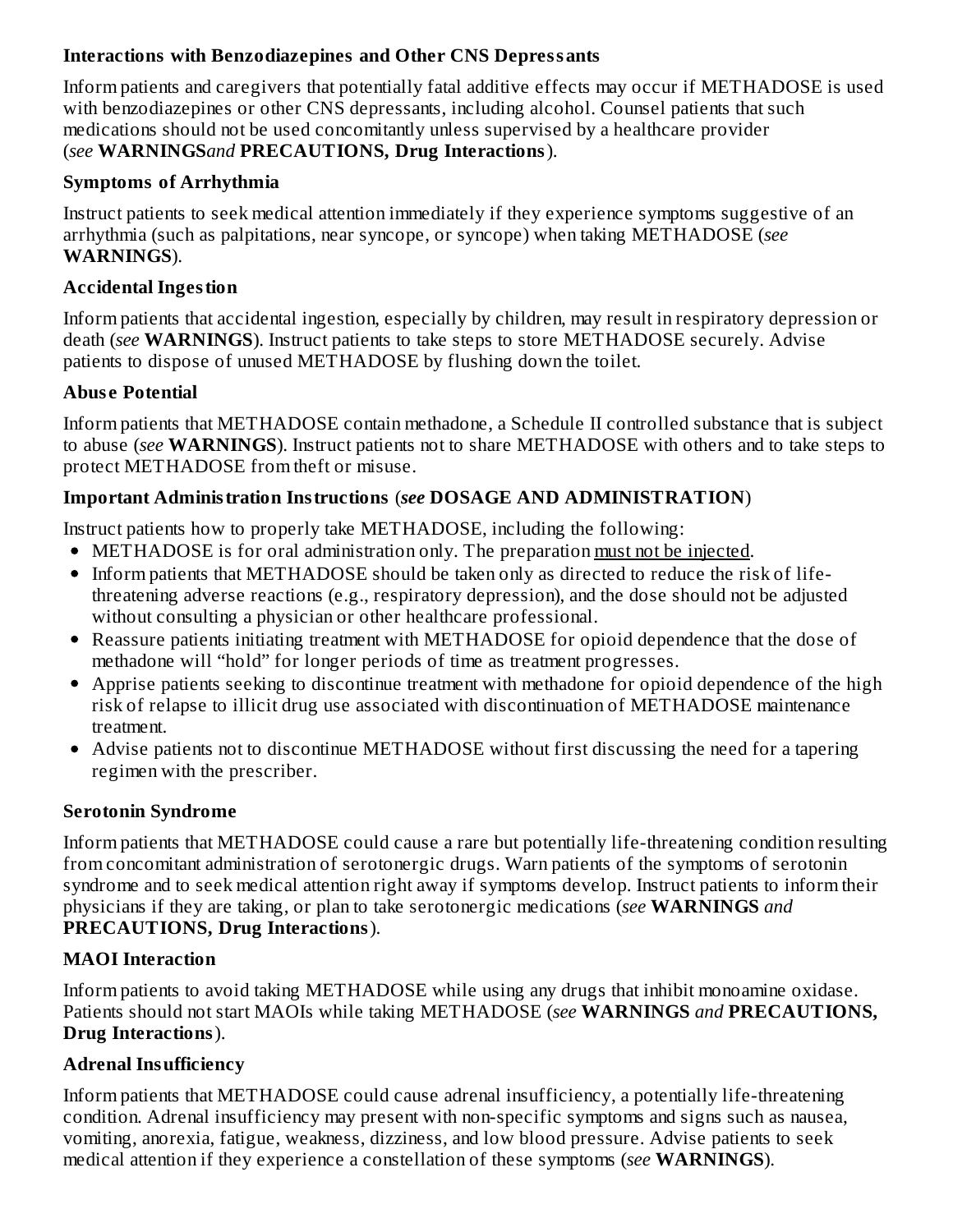**Interactions with Benzodiazepines and Other CNS Depressants**

Inform patients and caregivers that potentially fatal additive effects may occur if METHADOSE is used with benzodiazepines or other CNS depressants, including alcohol. Counsel patients that such medications should not be used concomitantly unless supervised by a healthcare provider (*see* **WARNINGS***and* **PRECAUTIONS, Drug Interactions**).

**Symptoms of Arrhythmia**

Instruct patients to seek medical attention immediately if they experience symptoms suggestive of an arrhythmia (such as palpitations, near syncope, or syncope) when taking METHADOSE (*see* **WARNINGS**).

**Accidental Ingestion**

Inform patients that accidental ingestion, especially by children, may result in respiratory depression or death (*see* **WARNINGS**). Instruct patients to take steps to store METHADOSE securely. Advise patients to dispose of unused METHADOSE by flushing down the toilet.

**Abuse Potential**

Inform patients that METHADOSE contain methadone, a Schedule II controlled substance that is subject to abuse (*see* **WARNINGS**). Instruct patients not to share METHADOSE with others and to take steps to protect METHADOSE from theft or misuse.

**Important Administration Instructions** (*see* **DOSAGE AND ADMINISTRATION**)

Instruct patients how to properly take METHADOSE, including the following:

- METHADOSE is for oral administration only. The preparation <u>must not be injected</u>.
- Inform patients that METHADOSE should be taken only as directed to reduce the risk of life-threatening adverse reactions (e.g., respiratory depression), and the dose should not be adjusted without consulting a physician or other healthcare professional.
- Reassure patients initiating treatment with METHADOSE for opioid dependence that the dose of methadone will "hold" for longer periods of time as treatment progresses.
- Apprise patients seeking to discontinue treatment with methadone for opioid dependence of the high risk of relapse to illicit drug use associated with discontinuation of METHADOSE maintenance treatment.
- Advise patients not to discontinue METHADOSE without first discussing the need for a tapering regimen with the prescriber.

**Serotonin Syndrome**

Inform patients that METHADOSE could cause a rare but potentially life-threatening condition resulting from concomitant administration of serotonergic drugs. Warn patients of the symptoms of serotonin syndrome and to seek medical attention right away if symptoms develop. Instruct patients to inform their physicians if they are taking, or plan to take serotonergic medications (*see* **WARNINGS** *and* **PRECAUTIONS, Drug Interactions**).

**MAOI Interaction**

Inform patients to avoid taking METHADOSE while using any drugs that inhibit monoamine oxidase. Patients should not start MAOIs while taking METHADOSE (*see* **WARNINGS** *and* **PRECAUTIONS, Drug Interactions**).

**Adrenal Insufficiency**

Inform patients that METHADOSE could cause adrenal insufficiency, a potentially life-threatening condition. Adrenal insufficiency may present with non-specific symptoms and signs such as nausea, vomiting, anorexia, fatigue, weakness, dizziness, and low blood pressure. Advise patients to seek medical attention if they experience a constellation of these symptoms (*see* **WARNINGS**).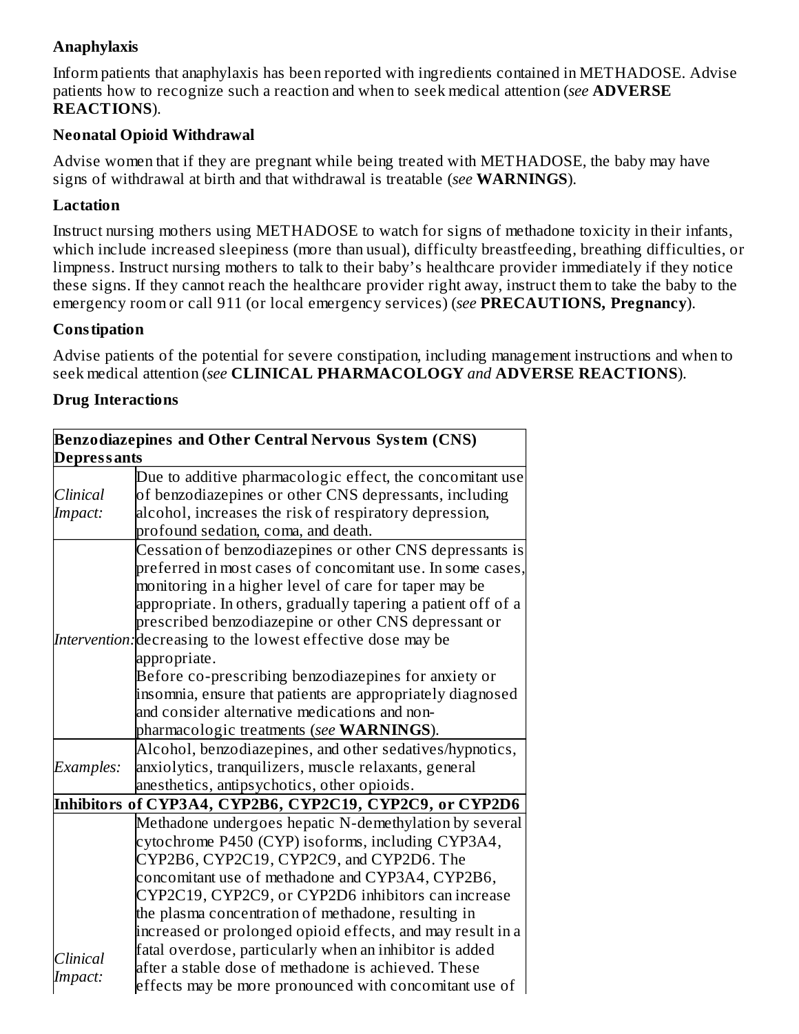**Anaphylaxis**

Inform patients that anaphylaxis has been reported with ingredients contained in METHADOSE. Advise patients how to recognize such a reaction and when to seek medical attention (*see* **ADVERSE REACTIONS**).

**Neonatal Opioid Withdrawal**

Advise women that if they are pregnant while being treated with METHADOSE, the baby may have signs of withdrawal at birth and that withdrawal is treatable (*see* **WARNINGS**).

**Lactation**

Instruct nursing mothers using METHADOSE to watch for signs of methadone toxicity in their infants, which include increased sleepiness (more than usual), difficulty breastfeeding, breathing difficulties, or limpness. Instruct nursing mothers to talk to their baby's healthcare provider immediately if they notice these signs. If they cannot reach the healthcare provider right away, instruct them to take the baby to the emergency room or call 911 (or local emergency services) (*see* **PRECAUTIONS, Pregnancy**).

**Constipation**

Advise patients of the potential for severe constipation, including management instructions and when to seek medical attention (*see* **CLINICAL PHARMACOLOGY** *and* **ADVERSE REACTIONS**).

**Drug Interactions**

| **Benzodiazepines and Other Central Nervous System (CNS) Depressants** | |
|---|---|
| *Clinical Impact:* | Due to additive pharmacologic effect, the concomitant use of benzodiazepines or other CNS depressants, including alcohol, increases the risk of respiratory depression, profound sedation, coma, and death. |
| *Intervention:* | Cessation of benzodiazepines or other CNS depressants is preferred in most cases of concomitant use. In some cases, monitoring in a higher level of care for taper may be appropriate. In others, gradually tapering a patient off of a prescribed benzodiazepine or other CNS depressant or decreasing to the lowest effective dose may be appropriate.<br>Before co-prescribing benzodiazepines for anxiety or insomnia, ensure that patients are appropriately diagnosed and consider alternative medications and non-pharmacologic treatments (*see* **WARNINGS**). |
| *Examples:* | Alcohol, benzodiazepines, and other sedatives/hypnotics, anxiolytics, tranquilizers, muscle relaxants, general anesthetics, antipsychotics, other opioids. |
| **Inhibitors of CYP3A4, CYP2B6, CYP2C19, CYP2C9, or CYP2D6** | |
| *Clinical Impact:* | Methadone undergoes hepatic N-demethylation by several cytochrome P450 (CYP) isoforms, including CYP3A4, CYP2B6, CYP2C19, CYP2C9, and CYP2D6. The concomitant use of methadone and CYP3A4, CYP2B6, CYP2C19, CYP2C9, or CYP2D6 inhibitors can increase the plasma concentration of methadone, resulting in increased or prolonged opioid effects, and may result in a fatal overdose, particularly when an inhibitor is added after a stable dose of methadone is achieved. These effects may be more pronounced with concomitant use of |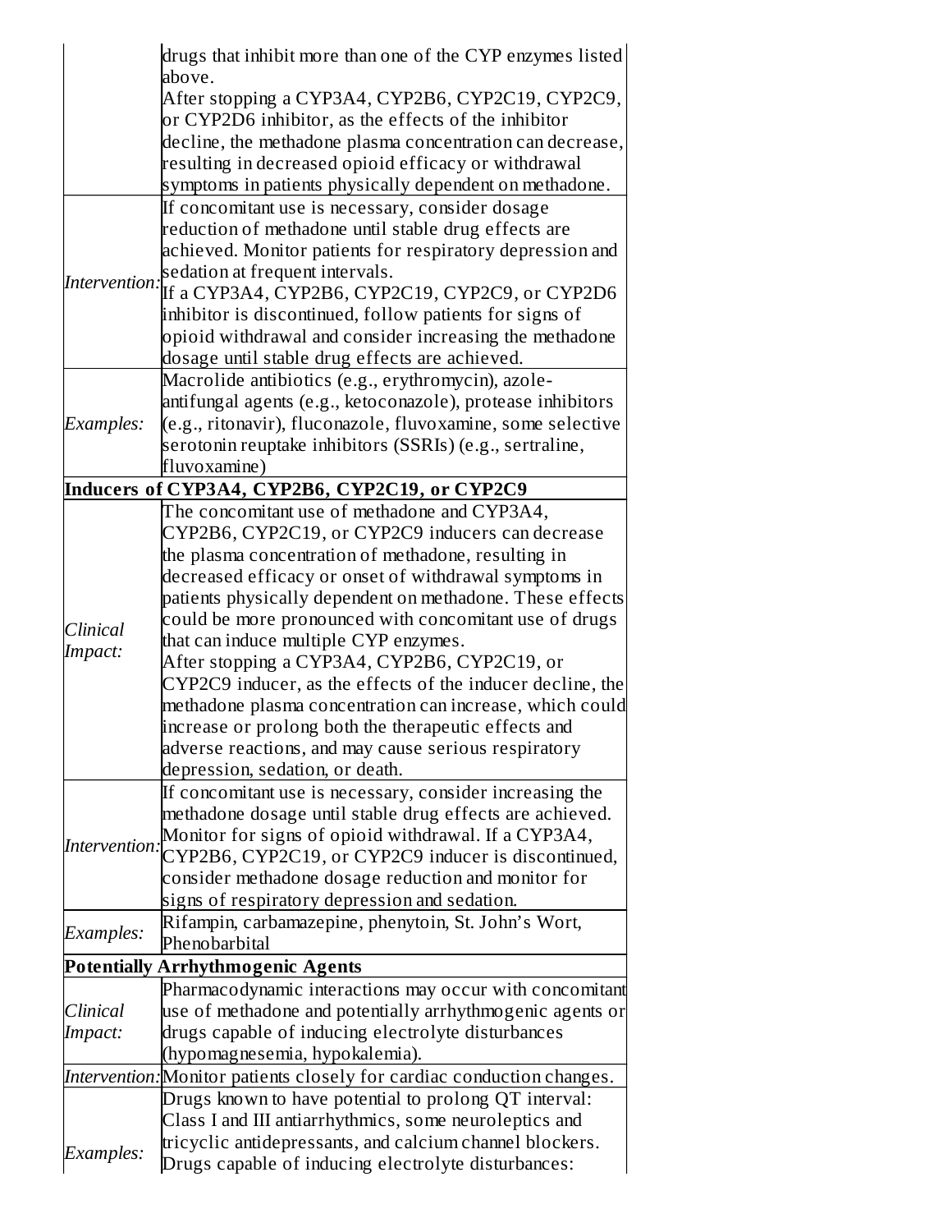| | |
|---|---|
| | drugs that inhibit more than one of the CYP enzymes listed above. After stopping a CYP3A4, CYP2B6, CYP2C19, CYP2C9, or CYP2D6 inhibitor, as the effects of the inhibitor decline, the methadone plasma concentration can decrease, resulting in decreased opioid efficacy or withdrawal symptoms in patients physically dependent on methadone. |
| *Intervention:* | If concomitant use is necessary, consider dosage reduction of methadone until stable drug effects are achieved. Monitor patients for respiratory depression and sedation at frequent intervals. If a CYP3A4, CYP2B6, CYP2C19, CYP2C9, or CYP2D6 inhibitor is discontinued, follow patients for signs of opioid withdrawal and consider increasing the methadone dosage until stable drug effects are achieved. |
| *Examples:* | Macrolide antibiotics (e.g., erythromycin), azole-antifungal agents (e.g., ketoconazole), protease inhibitors (e.g., ritonavir), fluconazole, fluvoxamine, some selective serotonin reuptake inhibitors (SSRIs) (e.g., sertraline, fluvoxamine) |
| **Inducers of CYP3A4, CYP2B6, CYP2C19, or CYP2C9** | |
| *Clinical Impact:* | The concomitant use of methadone and CYP3A4, CYP2B6, CYP2C19, or CYP2C9 inducers can decrease the plasma concentration of methadone, resulting in decreased efficacy or onset of withdrawal symptoms in patients physically dependent on methadone. These effects could be more pronounced with concomitant use of drugs that can induce multiple CYP enzymes. After stopping a CYP3A4, CYP2B6, CYP2C19, or CYP2C9 inducer, as the effects of the inducer decline, the methadone plasma concentration can increase, which could increase or prolong both the therapeutic effects and adverse reactions, and may cause serious respiratory depression, sedation, or death. |
| *Intervention:* | If concomitant use is necessary, consider increasing the methadone dosage until stable drug effects are achieved. Monitor for signs of opioid withdrawal. If a CYP3A4, CYP2B6, CYP2C19, or CYP2C9 inducer is discontinued, consider methadone dosage reduction and monitor for signs of respiratory depression and sedation. |
| *Examples:* | Rifampin, carbamazepine, phenytoin, St. John's Wort, Phenobarbital |
| **Potentially Arrhythmogenic Agents** | |
| *Clinical Impact:* | Pharmacodynamic interactions may occur with concomitant use of methadone and potentially arrhythmogenic agents or drugs capable of inducing electrolyte disturbances (hypomagnesemia, hypokalemia). |
| *Intervention:* | Monitor patients closely for cardiac conduction changes. |
| *Examples:* | Drugs known to have potential to prolong QT interval: Class I and III antiarrhythmics, some neuroleptics and tricyclic antidepressants, and calcium channel blockers. Drugs capable of inducing electrolyte disturbances: |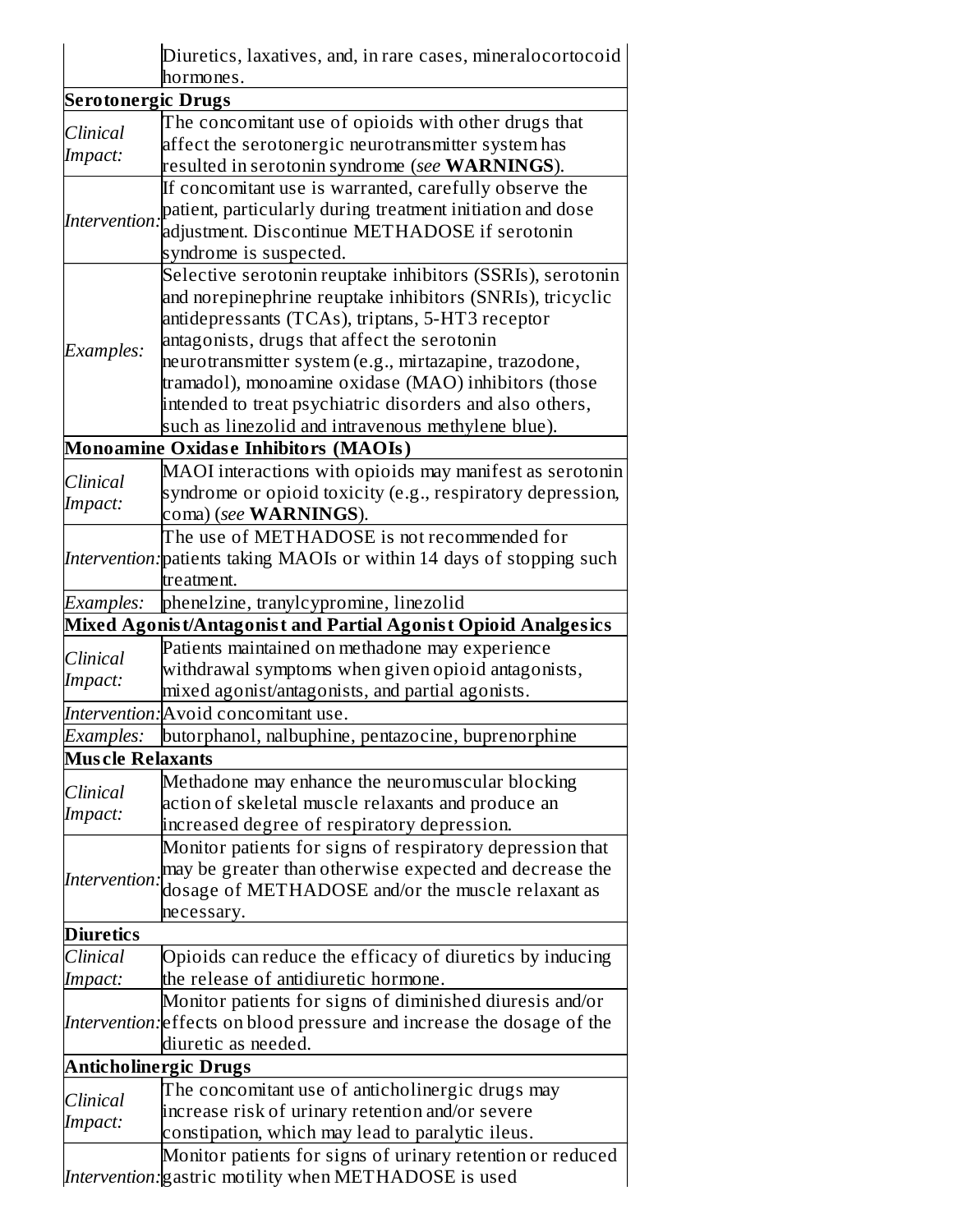| | |
|---|---|
| | Diuretics, laxatives, and, in rare cases, mineralocortocoid hormones. |
| **Serotonergic Drugs** | |
| *Clinical Impact:* | The concomitant use of opioids with other drugs that affect the serotonergic neurotransmitter system has resulted in serotonin syndrome (*see* **WARNINGS**). |
| *Intervention:* | If concomitant use is warranted, carefully observe the patient, particularly during treatment initiation and dose adjustment. Discontinue METHADOSE if serotonin syndrome is suspected. |
| *Examples:* | Selective serotonin reuptake inhibitors (SSRIs), serotonin and norepinephrine reuptake inhibitors (SNRIs), tricyclic antidepressants (TCAs), triptans, 5-HT3 receptor antagonists, drugs that affect the serotonin neurotransmitter system (e.g., mirtazapine, trazodone, tramadol), monoamine oxidase (MAO) inhibitors (those intended to treat psychiatric disorders and also others, such as linezolid and intravenous methylene blue). |
| **Monoamine Oxidase Inhibitors (MAOIs)** | |
| *Clinical Impact:* | MAOI interactions with opioids may manifest as serotonin syndrome or opioid toxicity (e.g., respiratory depression, coma) (*see* **WARNINGS**). |
| *Intervention:* | The use of METHADOSE is not recommended for patients taking MAOIs or within 14 days of stopping such treatment. |
| *Examples:* | phenelzine, tranylcypromine, linezolid |
| **Mixed Agonist/Antagonist and Partial Agonist Opioid Analgesics** | |
| *Clinical Impact:* | Patients maintained on methadone may experience withdrawal symptoms when given opioid antagonists, mixed agonist/antagonists, and partial agonists. |
| *Intervention:* | Avoid concomitant use. |
| *Examples:* | butorphanol, nalbuphine, pentazocine, buprenorphine |
| **Muscle Relaxants** | |
| *Clinical Impact:* | Methadone may enhance the neuromuscular blocking action of skeletal muscle relaxants and produce an increased degree of respiratory depression. |
| *Intervention:* | Monitor patients for signs of respiratory depression that may be greater than otherwise expected and decrease the dosage of METHADOSE and/or the muscle relaxant as necessary. |
| **Diuretics** | |
| *Clinical Impact:* | Opioids can reduce the efficacy of diuretics by inducing the release of antidiuretic hormone. |
| *Intervention:* | Monitor patients for signs of diminished diuresis and/or effects on blood pressure and increase the dosage of the diuretic as needed. |
| **Anticholinergic Drugs** | |
| *Clinical Impact:* | The concomitant use of anticholinergic drugs may increase risk of urinary retention and/or severe constipation, which may lead to paralytic ileus. |
| *Intervention:* | Monitor patients for signs of urinary retention or reduced gastric motility when METHADOSE is used |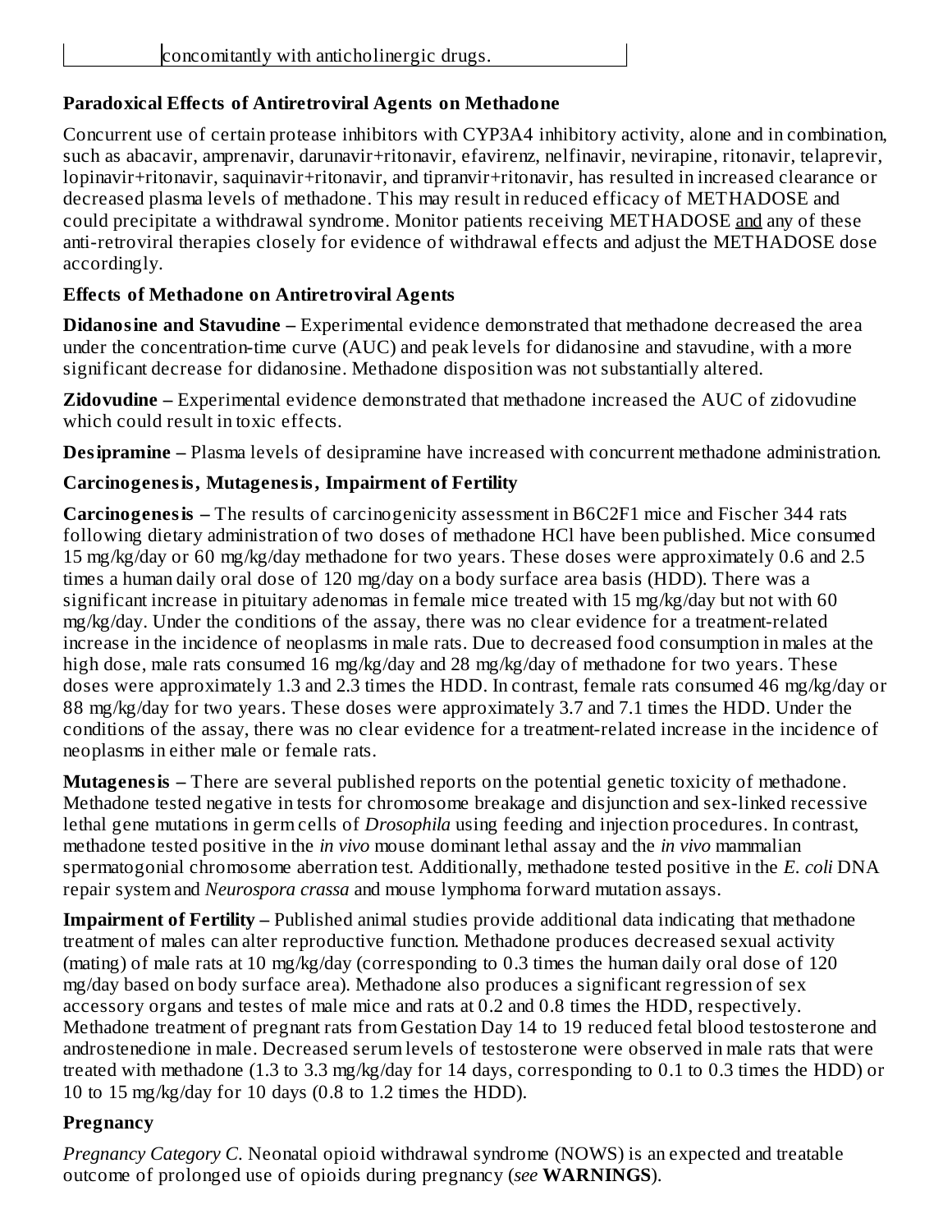| | concomitantly with anticholinergic drugs. |
|---|---|

**Paradoxical Effects of Antiretroviral Agents on Methadone**

Concurrent use of certain protease inhibitors with CYP3A4 inhibitory activity, alone and in combination, such as abacavir, amprenavir, darunavir+ritonavir, efavirenz, nelfinavir, nevirapine, ritonavir, telaprevir, lopinavir+ritonavir, saquinavir+ritonavir, and tipranvir+ritonavir, has resulted in increased clearance or decreased plasma levels of methadone. This may result in reduced efficacy of METHADOSE and could precipitate a withdrawal syndrome. Monitor patients receiving METHADOSE <u>and</u> any of these anti-retroviral therapies closely for evidence of withdrawal effects and adjust the METHADOSE dose accordingly.

**Effects of Methadone on Antiretroviral Agents**

**Didanosine and Stavudine –** Experimental evidence demonstrated that methadone decreased the area under the concentration-time curve (AUC) and peak levels for didanosine and stavudine, with a more significant decrease for didanosine. Methadone disposition was not substantially altered.

**Zidovudine –** Experimental evidence demonstrated that methadone increased the AUC of zidovudine which could result in toxic effects.

**Desipramine –** Plasma levels of desipramine have increased with concurrent methadone administration.

**Carcinogenesis, Mutagenesis, Impairment of Fertility**

**Carcinogenesis –** The results of carcinogenicity assessment in B6C2F1 mice and Fischer 344 rats following dietary administration of two doses of methadone HCl have been published. Mice consumed 15 mg/kg/day or 60 mg/kg/day methadone for two years. These doses were approximately 0.6 and 2.5 times a human daily oral dose of 120 mg/day on a body surface area basis (HDD). There was a significant increase in pituitary adenomas in female mice treated with 15 mg/kg/day but not with 60 mg/kg/day. Under the conditions of the assay, there was no clear evidence for a treatment-related increase in the incidence of neoplasms in male rats. Due to decreased food consumption in males at the high dose, male rats consumed 16 mg/kg/day and 28 mg/kg/day of methadone for two years. These doses were approximately 1.3 and 2.3 times the HDD. In contrast, female rats consumed 46 mg/kg/day or 88 mg/kg/day for two years. These doses were approximately 3.7 and 7.1 times the HDD. Under the conditions of the assay, there was no clear evidence for a treatment-related increase in the incidence of neoplasms in either male or female rats.

**Mutagenesis –** There are several published reports on the potential genetic toxicity of methadone. Methadone tested negative in tests for chromosome breakage and disjunction and sex-linked recessive lethal gene mutations in germ cells of *Drosophila* using feeding and injection procedures. In contrast, methadone tested positive in the *in vivo* mouse dominant lethal assay and the *in vivo* mammalian spermatogonial chromosome aberration test. Additionally, methadone tested positive in the *E. coli* DNA repair system and *Neurospora crassa* and mouse lymphoma forward mutation assays.

**Impairment of Fertility –** Published animal studies provide additional data indicating that methadone treatment of males can alter reproductive function. Methadone produces decreased sexual activity (mating) of male rats at 10 mg/kg/day (corresponding to 0.3 times the human daily oral dose of 120 mg/day based on body surface area). Methadone also produces a significant regression of sex accessory organs and testes of male mice and rats at 0.2 and 0.8 times the HDD, respectively. Methadone treatment of pregnant rats from Gestation Day 14 to 19 reduced fetal blood testosterone and androstenedione in male. Decreased serum levels of testosterone were observed in male rats that were treated with methadone (1.3 to 3.3 mg/kg/day for 14 days, corresponding to 0.1 to 0.3 times the HDD) or 10 to 15 mg/kg/day for 10 days (0.8 to 1.2 times the HDD).

**Pregnancy**

*Pregnancy Category C.* Neonatal opioid withdrawal syndrome (NOWS) is an expected and treatable outcome of prolonged use of opioids during pregnancy (*see* **WARNINGS**).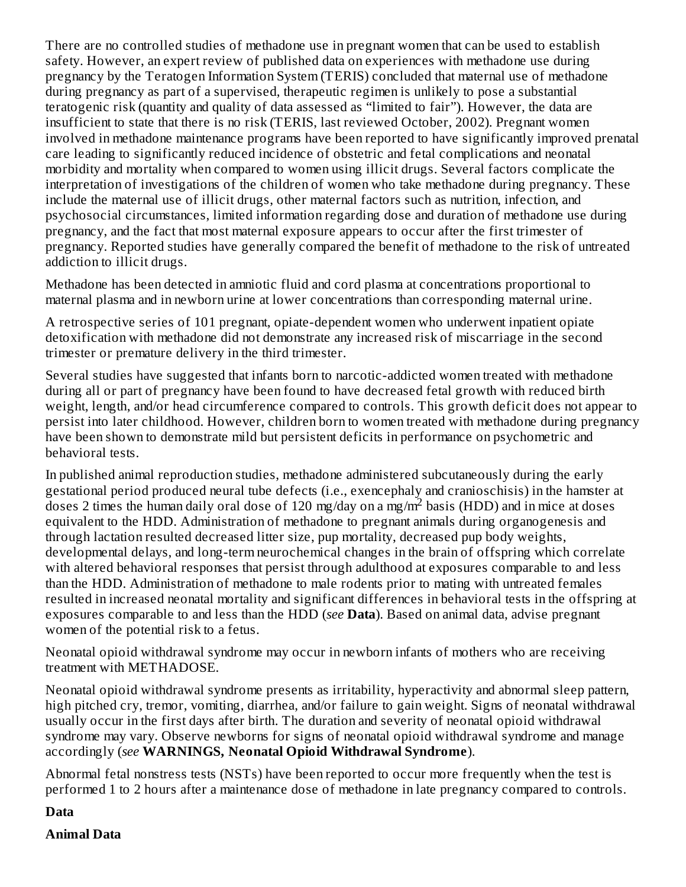There are no controlled studies of methadone use in pregnant women that can be used to establish safety. However, an expert review of published data on experiences with methadone use during pregnancy by the Teratogen Information System (TERIS) concluded that maternal use of methadone during pregnancy as part of a supervised, therapeutic regimen is unlikely to pose a substantial teratogenic risk (quantity and quality of data assessed as "limited to fair"). However, the data are insufficient to state that there is no risk (TERIS, last reviewed October, 2002). Pregnant women involved in methadone maintenance programs have been reported to have significantly improved prenatal care leading to significantly reduced incidence of obstetric and fetal complications and neonatal morbidity and mortality when compared to women using illicit drugs. Several factors complicate the interpretation of investigations of the children of women who take methadone during pregnancy. These include the maternal use of illicit drugs, other maternal factors such as nutrition, infection, and psychosocial circumstances, limited information regarding dose and duration of methadone use during pregnancy, and the fact that most maternal exposure appears to occur after the first trimester of pregnancy. Reported studies have generally compared the benefit of methadone to the risk of untreated addiction to illicit drugs.

Methadone has been detected in amniotic fluid and cord plasma at concentrations proportional to maternal plasma and in newborn urine at lower concentrations than corresponding maternal urine.

A retrospective series of 101 pregnant, opiate-dependent women who underwent inpatient opiate detoxification with methadone did not demonstrate any increased risk of miscarriage in the second trimester or premature delivery in the third trimester.

Several studies have suggested that infants born to narcotic-addicted women treated with methadone during all or part of pregnancy have been found to have decreased fetal growth with reduced birth weight, length, and/or head circumference compared to controls. This growth deficit does not appear to persist into later childhood. However, children born to women treated with methadone during pregnancy have been shown to demonstrate mild but persistent deficits in performance on psychometric and behavioral tests.

In published animal reproduction studies, methadone administered subcutaneously during the early gestational period produced neural tube defects (i.e., exencephaly and cranioschisis) in the hamster at doses 2 times the human daily oral dose of 120 mg/day on a mg/m$^2$ basis (HDD) and in mice at doses equivalent to the HDD. Administration of methadone to pregnant animals during organogenesis and through lactation resulted decreased litter size, pup mortality, decreased pup body weights, developmental delays, and long-term neurochemical changes in the brain of offspring which correlate with altered behavioral responses that persist through adulthood at exposures comparable to and less than the HDD. Administration of methadone to male rodents prior to mating with untreated females resulted in increased neonatal mortality and significant differences in behavioral tests in the offspring at exposures comparable to and less than the HDD (*see* **Data**). Based on animal data, advise pregnant women of the potential risk to a fetus.

Neonatal opioid withdrawal syndrome may occur in newborn infants of mothers who are receiving treatment with METHADOSE.

Neonatal opioid withdrawal syndrome presents as irritability, hyperactivity and abnormal sleep pattern, high pitched cry, tremor, vomiting, diarrhea, and/or failure to gain weight. Signs of neonatal withdrawal usually occur in the first days after birth. The duration and severity of neonatal opioid withdrawal syndrome may vary. Observe newborns for signs of neonatal opioid withdrawal syndrome and manage accordingly (*see* **WARNINGS, Neonatal Opioid Withdrawal Syndrome**).

Abnormal fetal nonstress tests (NSTs) have been reported to occur more frequently when the test is performed 1 to 2 hours after a maintenance dose of methadone in late pregnancy compared to controls.

**Data**

**Animal Data**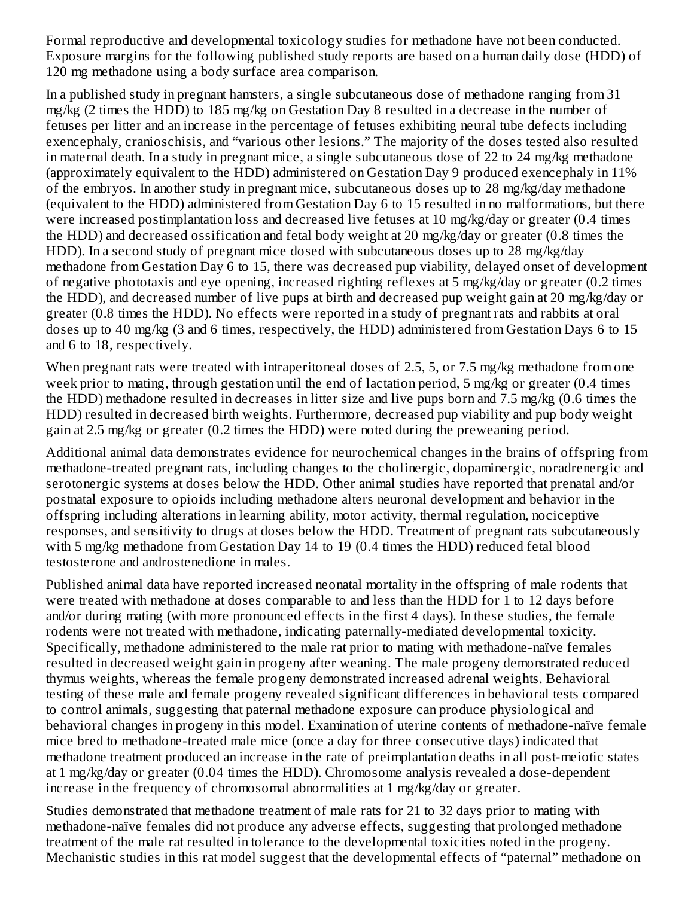Formal reproductive and developmental toxicology studies for methadone have not been conducted. Exposure margins for the following published study reports are based on a human daily dose (HDD) of 120 mg methadone using a body surface area comparison.

In a published study in pregnant hamsters, a single subcutaneous dose of methadone ranging from 31 mg/kg (2 times the HDD) to 185 mg/kg on Gestation Day 8 resulted in a decrease in the number of fetuses per litter and an increase in the percentage of fetuses exhibiting neural tube defects including exencephaly, cranioschisis, and "various other lesions." The majority of the doses tested also resulted in maternal death. In a study in pregnant mice, a single subcutaneous dose of 22 to 24 mg/kg methadone (approximately equivalent to the HDD) administered on Gestation Day 9 produced exencephaly in 11% of the embryos. In another study in pregnant mice, subcutaneous doses up to 28 mg/kg/day methadone (equivalent to the HDD) administered from Gestation Day 6 to 15 resulted in no malformations, but there were increased postimplantation loss and decreased live fetuses at 10 mg/kg/day or greater (0.4 times the HDD) and decreased ossification and fetal body weight at 20 mg/kg/day or greater (0.8 times the HDD). In a second study of pregnant mice dosed with subcutaneous doses up to 28 mg/kg/day methadone from Gestation Day 6 to 15, there was decreased pup viability, delayed onset of development of negative phototaxis and eye opening, increased righting reflexes at 5 mg/kg/day or greater (0.2 times the HDD), and decreased number of live pups at birth and decreased pup weight gain at 20 mg/kg/day or greater (0.8 times the HDD). No effects were reported in a study of pregnant rats and rabbits at oral doses up to 40 mg/kg (3 and 6 times, respectively, the HDD) administered from Gestation Days 6 to 15 and 6 to 18, respectively.

When pregnant rats were treated with intraperitoneal doses of 2.5, 5, or 7.5 mg/kg methadone from one week prior to mating, through gestation until the end of lactation period, 5 mg/kg or greater (0.4 times the HDD) methadone resulted in decreases in litter size and live pups born and 7.5 mg/kg (0.6 times the HDD) resulted in decreased birth weights. Furthermore, decreased pup viability and pup body weight gain at 2.5 mg/kg or greater (0.2 times the HDD) were noted during the preweaning period.

Additional animal data demonstrates evidence for neurochemical changes in the brains of offspring from methadone-treated pregnant rats, including changes to the cholinergic, dopaminergic, noradrenergic and serotonergic systems at doses below the HDD. Other animal studies have reported that prenatal and/or postnatal exposure to opioids including methadone alters neuronal development and behavior in the offspring including alterations in learning ability, motor activity, thermal regulation, nociceptive responses, and sensitivity to drugs at doses below the HDD. Treatment of pregnant rats subcutaneously with 5 mg/kg methadone from Gestation Day 14 to 19 (0.4 times the HDD) reduced fetal blood testosterone and androstenedione in males.

Published animal data have reported increased neonatal mortality in the offspring of male rodents that were treated with methadone at doses comparable to and less than the HDD for 1 to 12 days before and/or during mating (with more pronounced effects in the first 4 days). In these studies, the female rodents were not treated with methadone, indicating paternally-mediated developmental toxicity. Specifically, methadone administered to the male rat prior to mating with methadone-naïve females resulted in decreased weight gain in progeny after weaning. The male progeny demonstrated reduced thymus weights, whereas the female progeny demonstrated increased adrenal weights. Behavioral testing of these male and female progeny revealed significant differences in behavioral tests compared to control animals, suggesting that paternal methadone exposure can produce physiological and behavioral changes in progeny in this model. Examination of uterine contents of methadone-naïve female mice bred to methadone-treated male mice (once a day for three consecutive days) indicated that methadone treatment produced an increase in the rate of preimplantation deaths in all post-meiotic states at 1 mg/kg/day or greater (0.04 times the HDD). Chromosome analysis revealed a dose-dependent increase in the frequency of chromosomal abnormalities at 1 mg/kg/day or greater.

Studies demonstrated that methadone treatment of male rats for 21 to 32 days prior to mating with methadone-naïve females did not produce any adverse effects, suggesting that prolonged methadone treatment of the male rat resulted in tolerance to the developmental toxicities noted in the progeny. Mechanistic studies in this rat model suggest that the developmental effects of "paternal" methadone on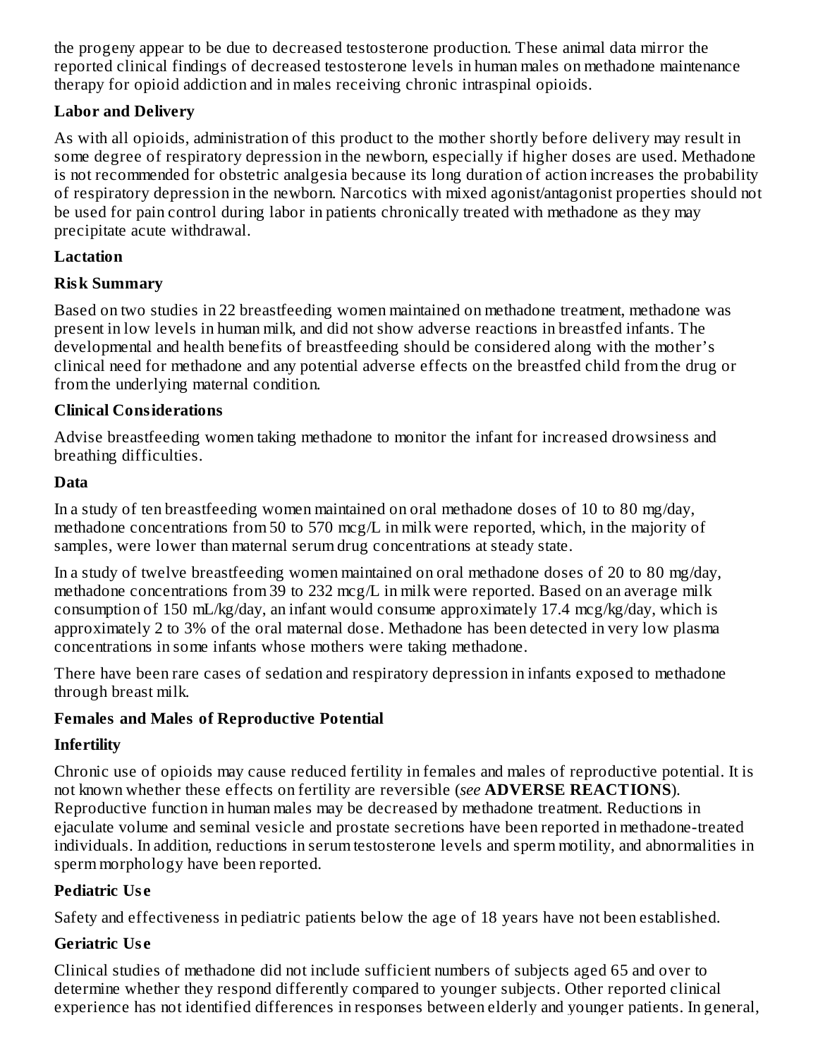the progeny appear to be due to decreased testosterone production. These animal data mirror the reported clinical findings of decreased testosterone levels in human males on methadone maintenance therapy for opioid addiction and in males receiving chronic intraspinal opioids.

**Labor and Delivery**

As with all opioids, administration of this product to the mother shortly before delivery may result in some degree of respiratory depression in the newborn, especially if higher doses are used. Methadone is not recommended for obstetric analgesia because its long duration of action increases the probability of respiratory depression in the newborn. Narcotics with mixed agonist/antagonist properties should not be used for pain control during labor in patients chronically treated with methadone as they may precipitate acute withdrawal.

**Lactation**

**Risk Summary**

Based on two studies in 22 breastfeeding women maintained on methadone treatment, methadone was present in low levels in human milk, and did not show adverse reactions in breastfed infants. The developmental and health benefits of breastfeeding should be considered along with the mother's clinical need for methadone and any potential adverse effects on the breastfed child from the drug or from the underlying maternal condition.

**Clinical Considerations**

Advise breastfeeding women taking methadone to monitor the infant for increased drowsiness and breathing difficulties.

**Data**

In a study of ten breastfeeding women maintained on oral methadone doses of 10 to 80 mg/day, methadone concentrations from 50 to 570 mcg/L in milk were reported, which, in the majority of samples, were lower than maternal serum drug concentrations at steady state.

In a study of twelve breastfeeding women maintained on oral methadone doses of 20 to 80 mg/day, methadone concentrations from 39 to 232 mcg/L in milk were reported. Based on an average milk consumption of 150 mL/kg/day, an infant would consume approximately 17.4 mcg/kg/day, which is approximately 2 to 3% of the oral maternal dose. Methadone has been detected in very low plasma concentrations in some infants whose mothers were taking methadone.

There have been rare cases of sedation and respiratory depression in infants exposed to methadone through breast milk.

**Females and Males of Reproductive Potential**

**Infertility**

Chronic use of opioids may cause reduced fertility in females and males of reproductive potential. It is not known whether these effects on fertility are reversible (*see* **ADVERSE REACTIONS**). Reproductive function in human males may be decreased by methadone treatment. Reductions in ejaculate volume and seminal vesicle and prostate secretions have been reported in methadone-treated individuals. In addition, reductions in serum testosterone levels and sperm motility, and abnormalities in sperm morphology have been reported.

**Pediatric Use**

Safety and effectiveness in pediatric patients below the age of 18 years have not been established.

**Geriatric Use**

Clinical studies of methadone did not include sufficient numbers of subjects aged 65 and over to determine whether they respond differently compared to younger subjects. Other reported clinical experience has not identified differences in responses between elderly and younger patients. In general,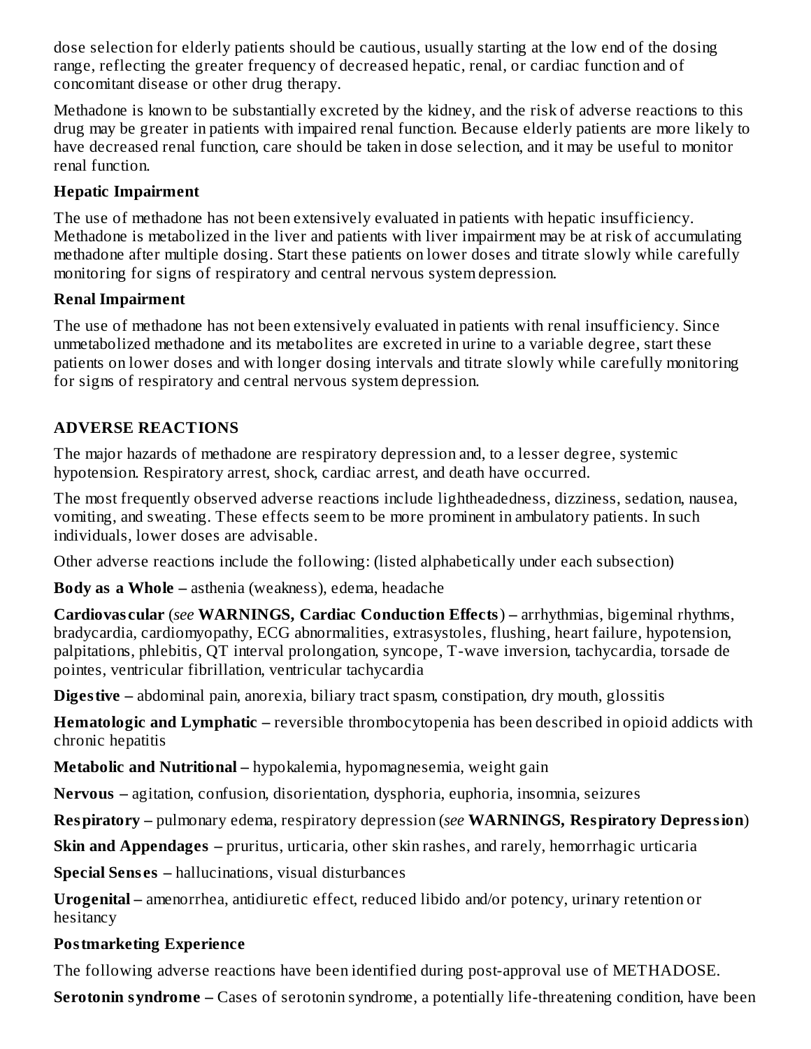dose selection for elderly patients should be cautious, usually starting at the low end of the dosing range, reflecting the greater frequency of decreased hepatic, renal, or cardiac function and of concomitant disease or other drug therapy.

Methadone is known to be substantially excreted by the kidney, and the risk of adverse reactions to this drug may be greater in patients with impaired renal function. Because elderly patients are more likely to have decreased renal function, care should be taken in dose selection, and it may be useful to monitor renal function.

**Hepatic Impairment**

The use of methadone has not been extensively evaluated in patients with hepatic insufficiency. Methadone is metabolized in the liver and patients with liver impairment may be at risk of accumulating methadone after multiple dosing. Start these patients on lower doses and titrate slowly while carefully monitoring for signs of respiratory and central nervous system depression.

**Renal Impairment**

The use of methadone has not been extensively evaluated in patients with renal insufficiency. Since unmetabolized methadone and its metabolites are excreted in urine to a variable degree, start these patients on lower doses and with longer dosing intervals and titrate slowly while carefully monitoring for signs of respiratory and central nervous system depression.

## ADVERSE REACTIONS

The major hazards of methadone are respiratory depression and, to a lesser degree, systemic hypotension. Respiratory arrest, shock, cardiac arrest, and death have occurred.

The most frequently observed adverse reactions include lightheadedness, dizziness, sedation, nausea, vomiting, and sweating. These effects seem to be more prominent in ambulatory patients. In such individuals, lower doses are advisable.

Other adverse reactions include the following: (listed alphabetically under each subsection)

**Body as a Whole –** asthenia (weakness), edema, headache

**Cardiovascular** (*see* **WARNINGS, Cardiac Conduction Effects**) **–** arrhythmias, bigeminal rhythms, bradycardia, cardiomyopathy, ECG abnormalities, extrasystoles, flushing, heart failure, hypotension, palpitations, phlebitis, QT interval prolongation, syncope, T-wave inversion, tachycardia, torsade de pointes, ventricular fibrillation, ventricular tachycardia

**Digestive –** abdominal pain, anorexia, biliary tract spasm, constipation, dry mouth, glossitis

**Hematologic and Lymphatic –** reversible thrombocytopenia has been described in opioid addicts with chronic hepatitis

**Metabolic and Nutritional –** hypokalemia, hypomagnesemia, weight gain

**Nervous –** agitation, confusion, disorientation, dysphoria, euphoria, insomnia, seizures

**Respiratory –** pulmonary edema, respiratory depression (*see* **WARNINGS, Respiratory Depression**)

**Skin and Appendages –** pruritus, urticaria, other skin rashes, and rarely, hemorrhagic urticaria

**Special Senses –** hallucinations, visual disturbances

**Urogenital –** amenorrhea, antidiuretic effect, reduced libido and/or potency, urinary retention or hesitancy

**Postmarketing Experience**

The following adverse reactions have been identified during post-approval use of METHADOSE.

**Serotonin syndrome –** Cases of serotonin syndrome, a potentially life-threatening condition, have been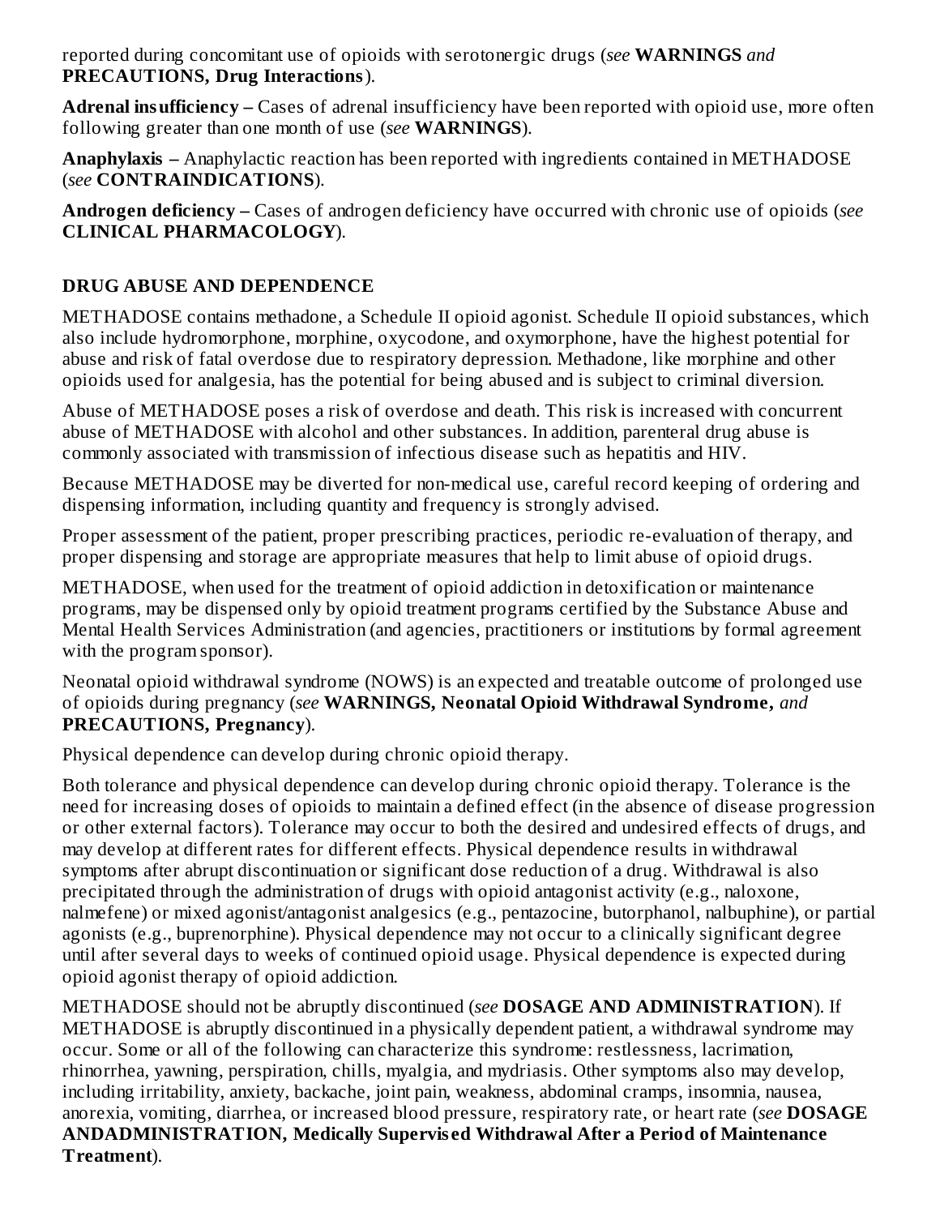reported during concomitant use of opioids with serotonergic drugs (*see* **WARNINGS** *and* **PRECAUTIONS, Drug Interactions**).

**Adrenal insufficiency –** Cases of adrenal insufficiency have been reported with opioid use, more often following greater than one month of use (*see* **WARNINGS**).

**Anaphylaxis –** Anaphylactic reaction has been reported with ingredients contained in METHADOSE (*see* **CONTRAINDICATIONS**).

**Androgen deficiency –** Cases of androgen deficiency have occurred with chronic use of opioids (*see* **CLINICAL PHARMACOLOGY**).

## DRUG ABUSE AND DEPENDENCE

METHADOSE contains methadone, a Schedule II opioid agonist. Schedule II opioid substances, which also include hydromorphone, morphine, oxycodone, and oxymorphone, have the highest potential for abuse and risk of fatal overdose due to respiratory depression. Methadone, like morphine and other opioids used for analgesia, has the potential for being abused and is subject to criminal diversion.

Abuse of METHADOSE poses a risk of overdose and death. This risk is increased with concurrent abuse of METHADOSE with alcohol and other substances. In addition, parenteral drug abuse is commonly associated with transmission of infectious disease such as hepatitis and HIV.

Because METHADOSE may be diverted for non-medical use, careful record keeping of ordering and dispensing information, including quantity and frequency is strongly advised.

Proper assessment of the patient, proper prescribing practices, periodic re-evaluation of therapy, and proper dispensing and storage are appropriate measures that help to limit abuse of opioid drugs.

METHADOSE, when used for the treatment of opioid addiction in detoxification or maintenance programs, may be dispensed only by opioid treatment programs certified by the Substance Abuse and Mental Health Services Administration (and agencies, practitioners or institutions by formal agreement with the program sponsor).

Neonatal opioid withdrawal syndrome (NOWS) is an expected and treatable outcome of prolonged use of opioids during pregnancy (*see* **WARNINGS, Neonatal Opioid Withdrawal Syndrome,** *and* **PRECAUTIONS, Pregnancy**).

Physical dependence can develop during chronic opioid therapy.

Both tolerance and physical dependence can develop during chronic opioid therapy. Tolerance is the need for increasing doses of opioids to maintain a defined effect (in the absence of disease progression or other external factors). Tolerance may occur to both the desired and undesired effects of drugs, and may develop at different rates for different effects. Physical dependence results in withdrawal symptoms after abrupt discontinuation or significant dose reduction of a drug. Withdrawal is also precipitated through the administration of drugs with opioid antagonist activity (e.g., naloxone, nalmefene) or mixed agonist/antagonist analgesics (e.g., pentazocine, butorphanol, nalbuphine), or partial agonists (e.g., buprenorphine). Physical dependence may not occur to a clinically significant degree until after several days to weeks of continued opioid usage. Physical dependence is expected during opioid agonist therapy of opioid addiction.

METHADOSE should not be abruptly discontinued (*see* **DOSAGE AND ADMINISTRATION**). If METHADOSE is abruptly discontinued in a physically dependent patient, a withdrawal syndrome may occur. Some or all of the following can characterize this syndrome: restlessness, lacrimation, rhinorrhea, yawning, perspiration, chills, myalgia, and mydriasis. Other symptoms also may develop, including irritability, anxiety, backache, joint pain, weakness, abdominal cramps, insomnia, nausea, anorexia, vomiting, diarrhea, or increased blood pressure, respiratory rate, or heart rate (*see* **DOSAGE ANDADMINISTRATION, Medically Supervised Withdrawal After a Period of Maintenance Treatment**).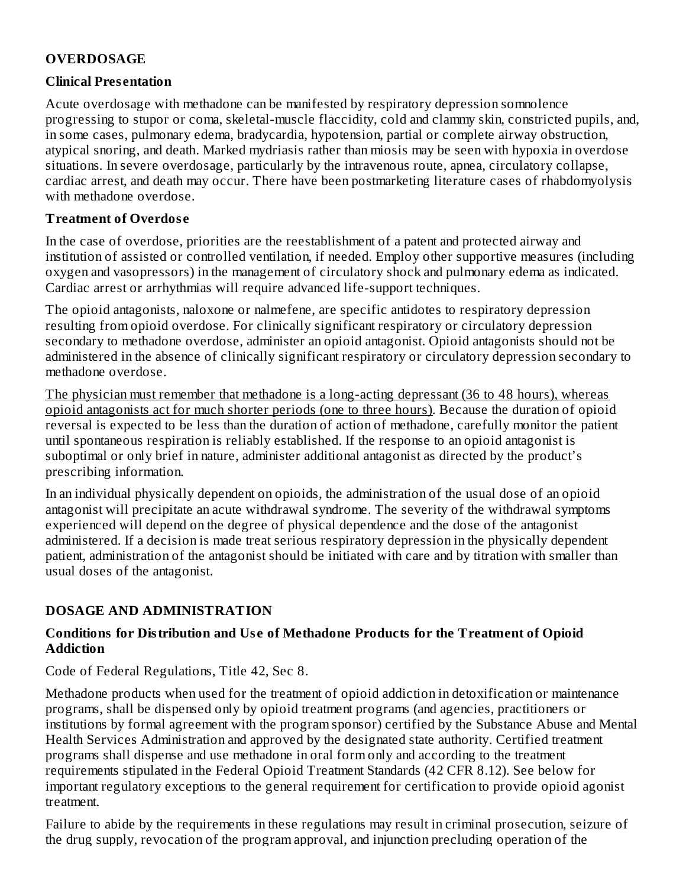## OVERDOSAGE

### Clinical Presentation

Acute overdosage with methadone can be manifested by respiratory depression somnolence progressing to stupor or coma, skeletal-muscle flaccidity, cold and clammy skin, constricted pupils, and, in some cases, pulmonary edema, bradycardia, hypotension, partial or complete airway obstruction, atypical snoring, and death. Marked mydriasis rather than miosis may be seen with hypoxia in overdose situations. In severe overdosage, particularly by the intravenous route, apnea, circulatory collapse, cardiac arrest, and death may occur. There have been postmarketing literature cases of rhabdomyolysis with methadone overdose.

### Treatment of Overdose

In the case of overdose, priorities are the reestablishment of a patent and protected airway and institution of assisted or controlled ventilation, if needed. Employ other supportive measures (including oxygen and vasopressors) in the management of circulatory shock and pulmonary edema as indicated. Cardiac arrest or arrhythmias will require advanced life-support techniques.

The opioid antagonists, naloxone or nalmefene, are specific antidotes to respiratory depression resulting from opioid overdose. For clinically significant respiratory or circulatory depression secondary to methadone overdose, administer an opioid antagonist. Opioid antagonists should not be administered in the absence of clinically significant respiratory or circulatory depression secondary to methadone overdose.

<u>The physician must remember that methadone is a long-acting depressant (36 to 48 hours), whereas opioid antagonists act for much shorter periods (one to three hours)</u>. Because the duration of opioid reversal is expected to be less than the duration of action of methadone, carefully monitor the patient until spontaneous respiration is reliably established. If the response to an opioid antagonist is suboptimal or only brief in nature, administer additional antagonist as directed by the product's prescribing information.

In an individual physically dependent on opioids, the administration of the usual dose of an opioid antagonist will precipitate an acute withdrawal syndrome. The severity of the withdrawal symptoms experienced will depend on the degree of physical dependence and the dose of the antagonist administered. If a decision is made treat serious respiratory depression in the physically dependent patient, administration of the antagonist should be initiated with care and by titration with smaller than usual doses of the antagonist.

## DOSAGE AND ADMINISTRATION

### Conditions for Distribution and Use of Methadone Products for the Treatment of Opioid Addiction

Code of Federal Regulations, Title 42, Sec 8.

Methadone products when used for the treatment of opioid addiction in detoxification or maintenance programs, shall be dispensed only by opioid treatment programs (and agencies, practitioners or institutions by formal agreement with the program sponsor) certified by the Substance Abuse and Mental Health Services Administration and approved by the designated state authority. Certified treatment programs shall dispense and use methadone in oral form only and according to the treatment requirements stipulated in the Federal Opioid Treatment Standards (42 CFR 8.12). See below for important regulatory exceptions to the general requirement for certification to provide opioid agonist treatment.

Failure to abide by the requirements in these regulations may result in criminal prosecution, seizure of the drug supply, revocation of the program approval, and injunction precluding operation of the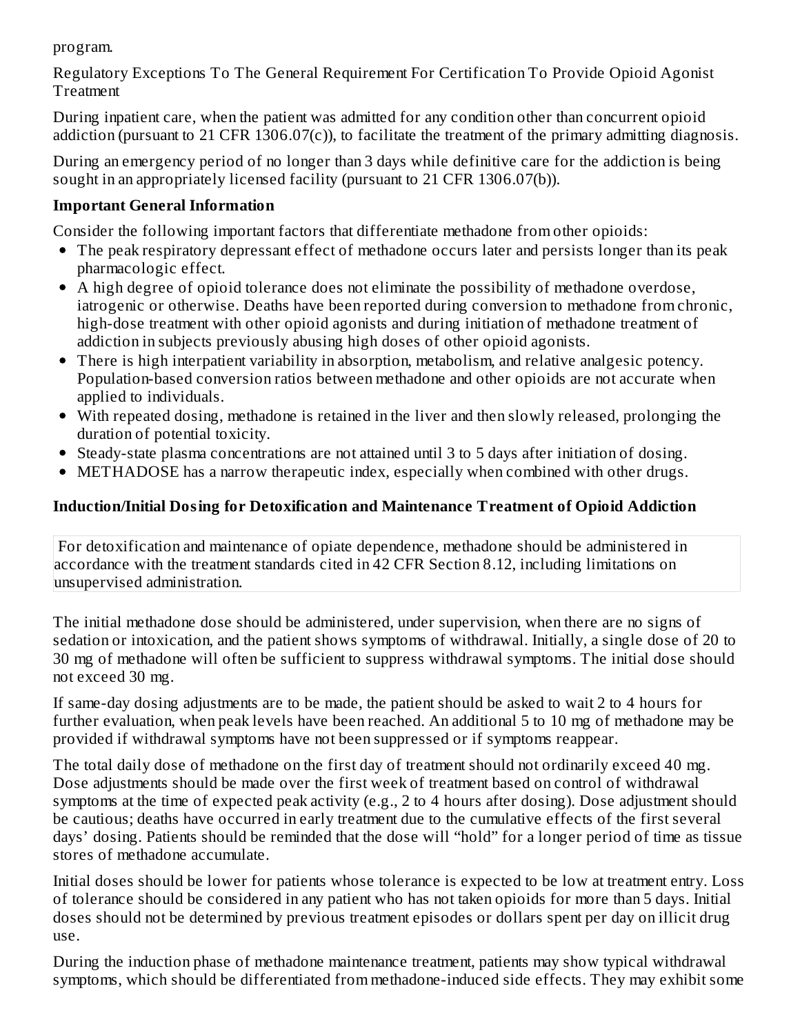program.

Regulatory Exceptions To The General Requirement For Certification To Provide Opioid Agonist Treatment

During inpatient care, when the patient was admitted for any condition other than concurrent opioid addiction (pursuant to 21 CFR 1306.07(c)), to facilitate the treatment of the primary admitting diagnosis.

During an emergency period of no longer than 3 days while definitive care for the addiction is being sought in an appropriately licensed facility (pursuant to 21 CFR 1306.07(b)).

**Important General Information**

Consider the following important factors that differentiate methadone from other opioids:

- The peak respiratory depressant effect of methadone occurs later and persists longer than its peak pharmacologic effect.
- A high degree of opioid tolerance does not eliminate the possibility of methadone overdose, iatrogenic or otherwise. Deaths have been reported during conversion to methadone from chronic, high-dose treatment with other opioid agonists and during initiation of methadone treatment of addiction in subjects previously abusing high doses of other opioid agonists.
- There is high interpatient variability in absorption, metabolism, and relative analgesic potency. Population-based conversion ratios between methadone and other opioids are not accurate when applied to individuals.
- With repeated dosing, methadone is retained in the liver and then slowly released, prolonging the duration of potential toxicity.
- Steady-state plasma concentrations are not attained until 3 to 5 days after initiation of dosing.
- METHADOSE has a narrow therapeutic index, especially when combined with other drugs.

**Induction/Initial Dosing for Detoxification and Maintenance Treatment of Opioid Addiction**

For detoxification and maintenance of opiate dependence, methadone should be administered in accordance with the treatment standards cited in 42 CFR Section 8.12, including limitations on unsupervised administration.

The initial methadone dose should be administered, under supervision, when there are no signs of sedation or intoxication, and the patient shows symptoms of withdrawal. Initially, a single dose of 20 to 30 mg of methadone will often be sufficient to suppress withdrawal symptoms. The initial dose should not exceed 30 mg.

If same-day dosing adjustments are to be made, the patient should be asked to wait 2 to 4 hours for further evaluation, when peak levels have been reached. An additional 5 to 10 mg of methadone may be provided if withdrawal symptoms have not been suppressed or if symptoms reappear.

The total daily dose of methadone on the first day of treatment should not ordinarily exceed 40 mg. Dose adjustments should be made over the first week of treatment based on control of withdrawal symptoms at the time of expected peak activity (e.g., 2 to 4 hours after dosing). Dose adjustment should be cautious; deaths have occurred in early treatment due to the cumulative effects of the first several days' dosing. Patients should be reminded that the dose will "hold" for a longer period of time as tissue stores of methadone accumulate.

Initial doses should be lower for patients whose tolerance is expected to be low at treatment entry. Loss of tolerance should be considered in any patient who has not taken opioids for more than 5 days. Initial doses should not be determined by previous treatment episodes or dollars spent per day on illicit drug use.

During the induction phase of methadone maintenance treatment, patients may show typical withdrawal symptoms, which should be differentiated from methadone-induced side effects. They may exhibit some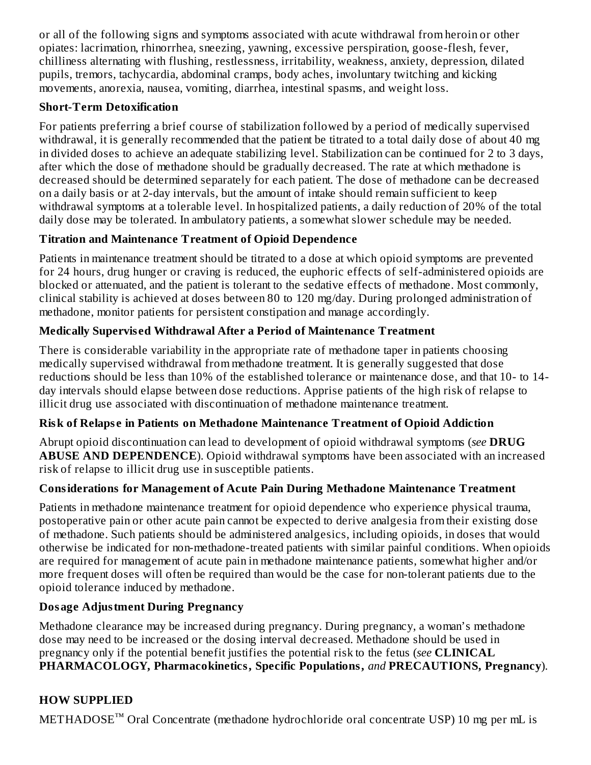or all of the following signs and symptoms associated with acute withdrawal from heroin or other opiates: lacrimation, rhinorrhea, sneezing, yawning, excessive perspiration, goose-flesh, fever, chilliness alternating with flushing, restlessness, irritability, weakness, anxiety, depression, dilated pupils, tremors, tachycardia, abdominal cramps, body aches, involuntary twitching and kicking movements, anorexia, nausea, vomiting, diarrhea, intestinal spasms, and weight loss.

**Short-Term Detoxification**

For patients preferring a brief course of stabilization followed by a period of medically supervised withdrawal, it is generally recommended that the patient be titrated to a total daily dose of about 40 mg in divided doses to achieve an adequate stabilizing level. Stabilization can be continued for 2 to 3 days, after which the dose of methadone should be gradually decreased. The rate at which methadone is decreased should be determined separately for each patient. The dose of methadone can be decreased on a daily basis or at 2-day intervals, but the amount of intake should remain sufficient to keep withdrawal symptoms at a tolerable level. In hospitalized patients, a daily reduction of 20% of the total daily dose may be tolerated. In ambulatory patients, a somewhat slower schedule may be needed.

**Titration and Maintenance Treatment of Opioid Dependence**

Patients in maintenance treatment should be titrated to a dose at which opioid symptoms are prevented for 24 hours, drug hunger or craving is reduced, the euphoric effects of self-administered opioids are blocked or attenuated, and the patient is tolerant to the sedative effects of methadone. Most commonly, clinical stability is achieved at doses between 80 to 120 mg/day. During prolonged administration of methadone, monitor patients for persistent constipation and manage accordingly.

**Medically Supervised Withdrawal After a Period of Maintenance Treatment**

There is considerable variability in the appropriate rate of methadone taper in patients choosing medically supervised withdrawal from methadone treatment. It is generally suggested that dose reductions should be less than 10% of the established tolerance or maintenance dose, and that 10- to 14-day intervals should elapse between dose reductions. Apprise patients of the high risk of relapse to illicit drug use associated with discontinuation of methadone maintenance treatment.

**Risk of Relapse in Patients on Methadone Maintenance Treatment of Opioid Addiction**

Abrupt opioid discontinuation can lead to development of opioid withdrawal symptoms (*see* **DRUG ABUSE AND DEPENDENCE**). Opioid withdrawal symptoms have been associated with an increased risk of relapse to illicit drug use in susceptible patients.

**Considerations for Management of Acute Pain During Methadone Maintenance Treatment**

Patients in methadone maintenance treatment for opioid dependence who experience physical trauma, postoperative pain or other acute pain cannot be expected to derive analgesia from their existing dose of methadone. Such patients should be administered analgesics, including opioids, in doses that would otherwise be indicated for non-methadone-treated patients with similar painful conditions. When opioids are required for management of acute pain in methadone maintenance patients, somewhat higher and/or more frequent doses will often be required than would be the case for non-tolerant patients due to the opioid tolerance induced by methadone.

**Dosage Adjustment During Pregnancy**

Methadone clearance may be increased during pregnancy. During pregnancy, a woman's methadone dose may need to be increased or the dosing interval decreased. Methadone should be used in pregnancy only if the potential benefit justifies the potential risk to the fetus (*see* **CLINICAL PHARMACOLOGY, Pharmacokinetics, Specific Populations,** *and* **PRECAUTIONS, Pregnancy**).

## HOW SUPPLIED

METHADOSE™ Oral Concentrate (methadone hydrochloride oral concentrate USP) 10 mg per mL is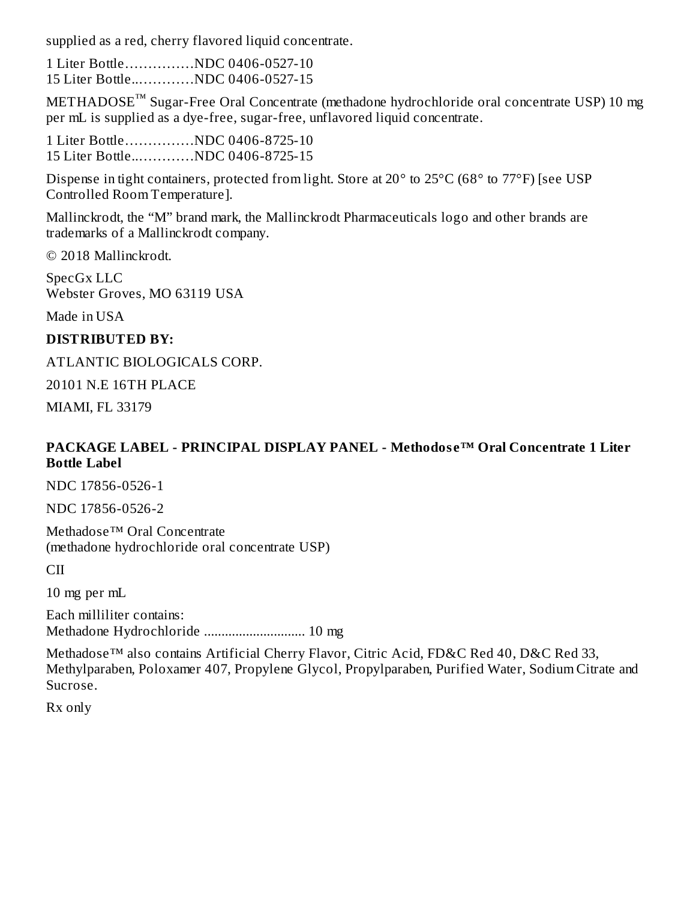supplied as a red, cherry flavored liquid concentrate.

1 Liter Bottle……………NDC 0406-0527-10
15 Liter Bottle..…………NDC 0406-0527-15

METHADOSE™ Sugar-Free Oral Concentrate (methadone hydrochloride oral concentrate USP) 10 mg per mL is supplied as a dye-free, sugar-free, unflavored liquid concentrate.

1 Liter Bottle……………NDC 0406-8725-10
15 Liter Bottle..…………NDC 0406-8725-15

Dispense in tight containers, protected from light. Store at 20° to 25°C (68° to 77°F) [see USP Controlled Room Temperature].

Mallinckrodt, the "M" brand mark, the Mallinckrodt Pharmaceuticals logo and other brands are trademarks of a Mallinckrodt company.

© 2018 Mallinckrodt.

SpecGx LLC
Webster Groves, MO 63119 USA

Made in USA

**DISTRIBUTED BY:**

ATLANTIC BIOLOGICALS CORP.

20101 N.E 16TH PLACE

MIAMI, FL 33179

**PACKAGE LABEL - PRINCIPAL DISPLAY PANEL - Methodose™ Oral Concentrate 1 Liter Bottle Label**

NDC 17856-0526-1

NDC 17856-0526-2

Methadose™ Oral Concentrate
(methadone hydrochloride oral concentrate USP)

CII

10 mg per mL

Each milliliter contains:
Methadone Hydrochloride ............................ 10 mg

Methadose™ also contains Artificial Cherry Flavor, Citric Acid, FD&C Red 40, D&C Red 33, Methylparaben, Poloxamer 407, Propylene Glycol, Propylparaben, Purified Water, Sodium Citrate and Sucrose.

Rx only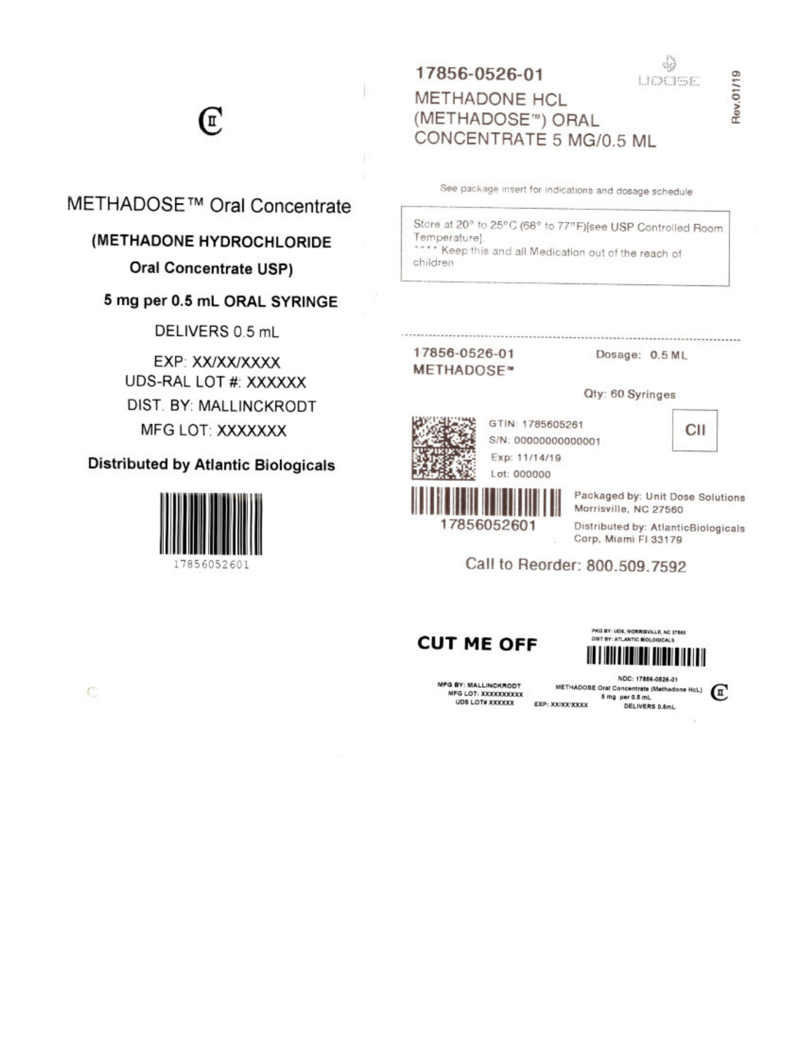CII

METHADOSE™ Oral Concentrate

**(METHADONE HYDROCHLORIDE**

**Oral Concentrate USP)**

**5 mg per 0.5 mL ORAL SYRINGE**

DELIVERS 0.5 mL

EXP: XX/XX/XXXX

UDS-RAL LOT #: XXXXXX

DIST. BY: MALLINCKRODT

MFG LOT: XXXXXXX

**Distributed by Atlantic Biologicals**

17856052601

17856-0526-01

METHADONE HCL (METHADOSE™) ORAL CONCENTRATE 5 MG/0.5 ML

UDOSE

Rev.01/19

See package insert for indications and dosage schedule

Store at 20° to 25°C (68° to 77°F)[see USP Controlled Room Temperature].
**** Keep this and all Medication out of the reach of children

17856-0526-01
METHADOSE™

Dosage: 0.5 ML

Qty: 60 Syringes

GTIN: 1785605261
S/N: 00000000000001
Exp: 11/14/19
Lot: 000000

CII

17856052601

Packaged by: Unit Dose Solutions Morrisville, NC 27560

Distributed by: AtlanticBiologicals Corp, Miami Fl 33179

Call to Reorder: 800.509.7592

**CUT ME OFF**

PKG BY: UDS, MORRISVILLE, NC 27560
DIST BY: ATLANTIC BIOLOGICALS

MFG BY: MALLINCKRODT
MFG LOT: XXXXXXXXXX
UDS LOT# XXXXXX

EXP: XX/XX/XXXX

NDC: 17856-0526-01
METHADOSE Oral Concentrate (Methadone HcL)
5 mg per 0.5 mL
DELIVERS 0.5mL

CII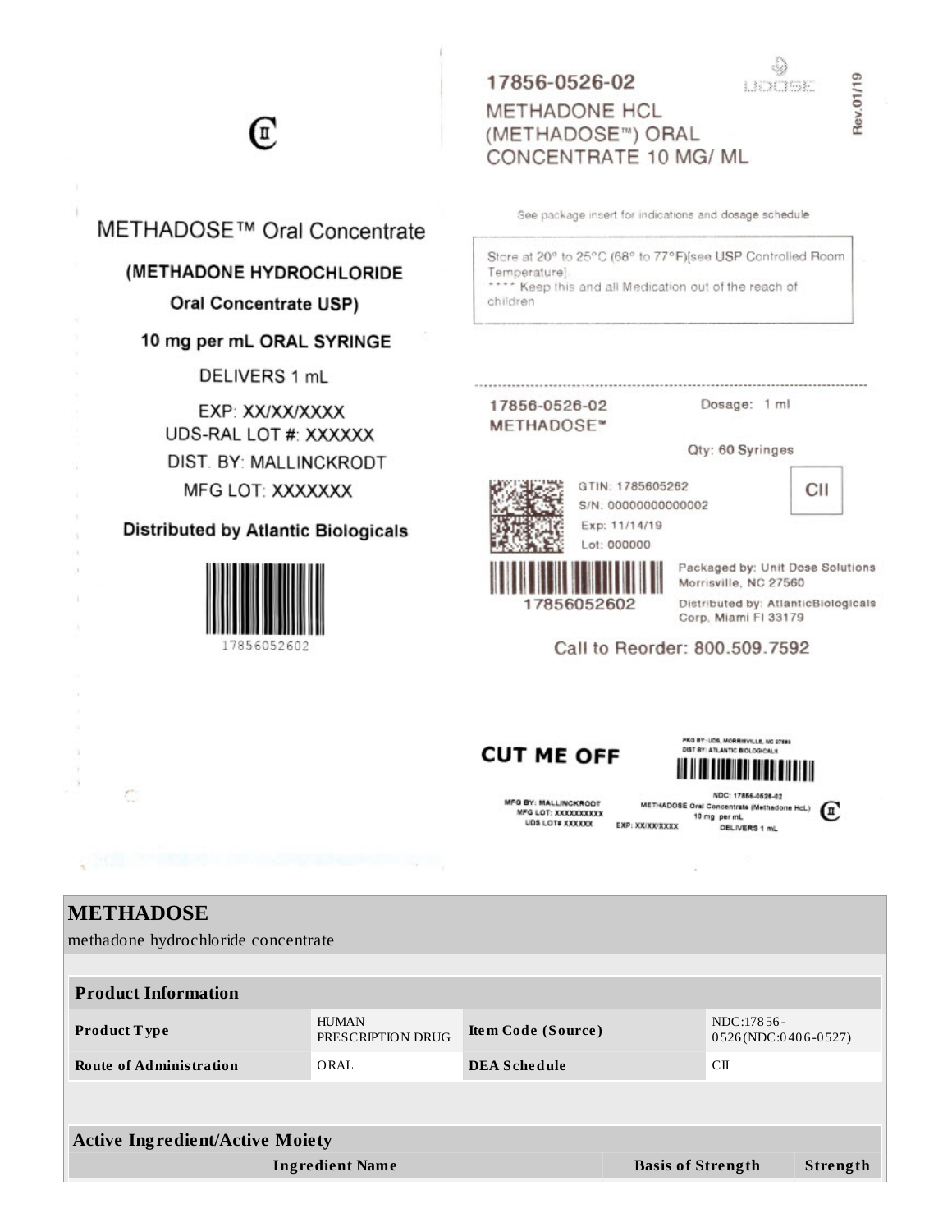C II

METHADOSE™ Oral Concentrate

**(METHADONE HYDROCHLORIDE**

**Oral Concentrate USP)**

**10 mg per mL ORAL SYRINGE**

DELIVERS 1 mL

EXP: XX/XX/XXXX

UDS-RAL LOT #: XXXXXX

DIST. BY: MALLINCKRODT

MFG LOT: XXXXXXX

**Distributed by Atlantic Biologicals**

17856052602

17856-0526-02

METHADONE HCL (METHADOSE™) ORAL CONCENTRATE 10 MG/ ML

UDOSE

Rev.01/19

See package insert for indications and dosage schedule

Store at 20° to 25°C (68° to 77°F)[see USP Controlled Room Temperature]
**** Keep this and all Medication out of the reach of children

17856-0526-02
METHADOSE™

Dosage: 1 ml

Qty: 60 Syringes

GTIN: 1785605262
S/N: 00000000000002
Exp: 11/14/19
Lot: 000000

CII

17856052602

Packaged by: Unit Dose Solutions Morrisville, NC 27560

Distributed by: AtlanticBiologicals Corp, Miami Fl 33179

Call to Reorder: 800.509.7592

**CUT ME OFF**

PKG BY: UDS, MORRISVILLE, NC 27560
DIST BY: ATLANTIC BIOLOGICALS

MFG BY: MALLINCKRODT
MFG LOT: XXXXXXXXXX
UDS LOT# XXXXXX

EXP: XX/XX/XXXX

NDC: 17856-0526-02
METHADOSE Oral Concentrate (Methadone HcL)
10 mg per mL
DELIVERS 1 mL

C II

# METHADOSE

methadone hydrochloride concentrate

| **Product Information** | | | |
|---|---|---|---|
| **Product Type** | HUMAN PRESCRIPTION DRUG | **Item Code (Source)** | NDC:17856-0526(NDC:0406-0527) |
| **Route of Administration** | ORAL | **DEA Schedule** | CII |

| **Active Ingredient/Active Moiety** | | |
|---|---|---|
| **Ingredient Name** | **Basis of Strength** | **Strength** |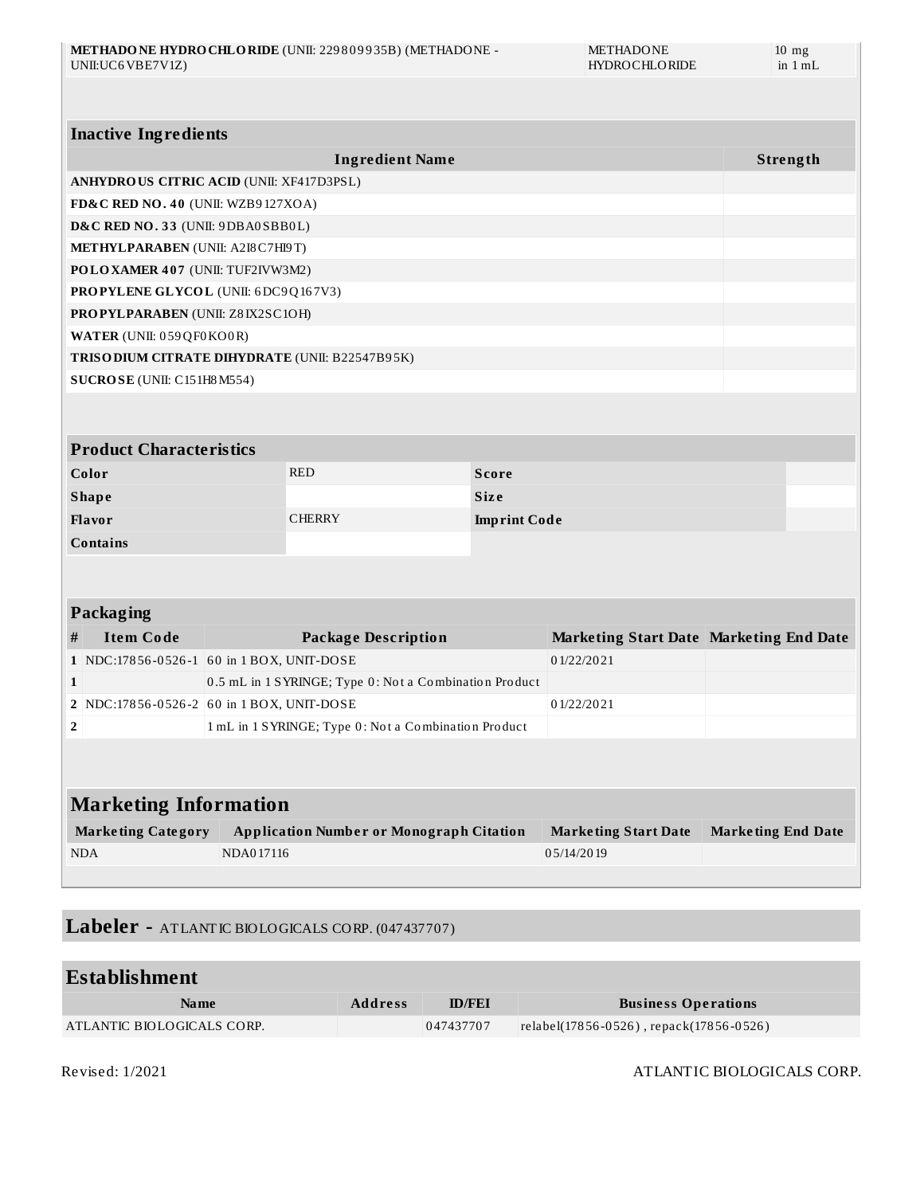| | | |
|---|---|---|
| **METHADONE HYDROCHLORIDE** (UNII: 229809935B) (METHADONE - UNII:UC6VBE7V1Z) | METHADONE HYDROCHLORIDE | 10 mg in 1 mL |

## Inactive Ingredients

| Ingredient Name | Strength |
|---|---|
| **ANHYDROUS CITRIC ACID** (UNII: XF417D3PSL) | |
| **FD&C RED NO. 40** (UNII: WZB9127XOA) | |
| **D&C RED NO. 33** (UNII: 9DBA0SBB0L) | |
| **METHYLPARABEN** (UNII: A2I8C7HI9T) | |
| **POLOXAMER 407** (UNII: TUF2IVW3M2) | |
| **PROPYLENE GLYCOL** (UNII: 6DC9Q167V3) | |
| **PROPYLPARABEN** (UNII: Z8IX2SC1OH) | |
| **WATER** (UNII: 059QF0KO0R) | |
| **TRISODIUM CITRATE DIHYDRATE** (UNII: B22547B95K) | |
| **SUCROSE** (UNII: C151H8M554) | |

## Product Characteristics

| | | | |
|---|---|---|---|
| **Color** | RED | **Score** | |
| **Shape** | | **Size** | |
| **Flavor** | CHERRY | **Imprint Code** | |
| **Contains** | | | |

## Packaging

| # | Item Code | Package Description | Marketing Start Date | Marketing End Date |
|---|---|---|---|---|
| 1 | NDC:17856-0526-1 | 60 in 1 BOX, UNIT-DOSE | 01/22/2021 | |
| 1 | | 0.5 mL in 1 SYRINGE; Type 0: Not a Combination Product | | |
| 2 | NDC:17856-0526-2 | 60 in 1 BOX, UNIT-DOSE | 01/22/2021 | |
| 2 | | 1 mL in 1 SYRINGE; Type 0: Not a Combination Product | | |

## Marketing Information

| Marketing Category | Application Number or Monograph Citation | Marketing Start Date | Marketing End Date |
|---|---|---|---|
| NDA | NDA017116 | 05/14/2019 | |

## Labeler - ATLANTIC BIOLOGICALS CORP. (047437707)

## Establishment

| Name | Address | ID/FEI | Business Operations |
|---|---|---|---|
| ATLANTIC BIOLOGICALS CORP. | | 047437707 | relabel(17856-0526) , repack(17856-0526) |

Revised: 1/2021

ATLANTIC BIOLOGICALS CORP.